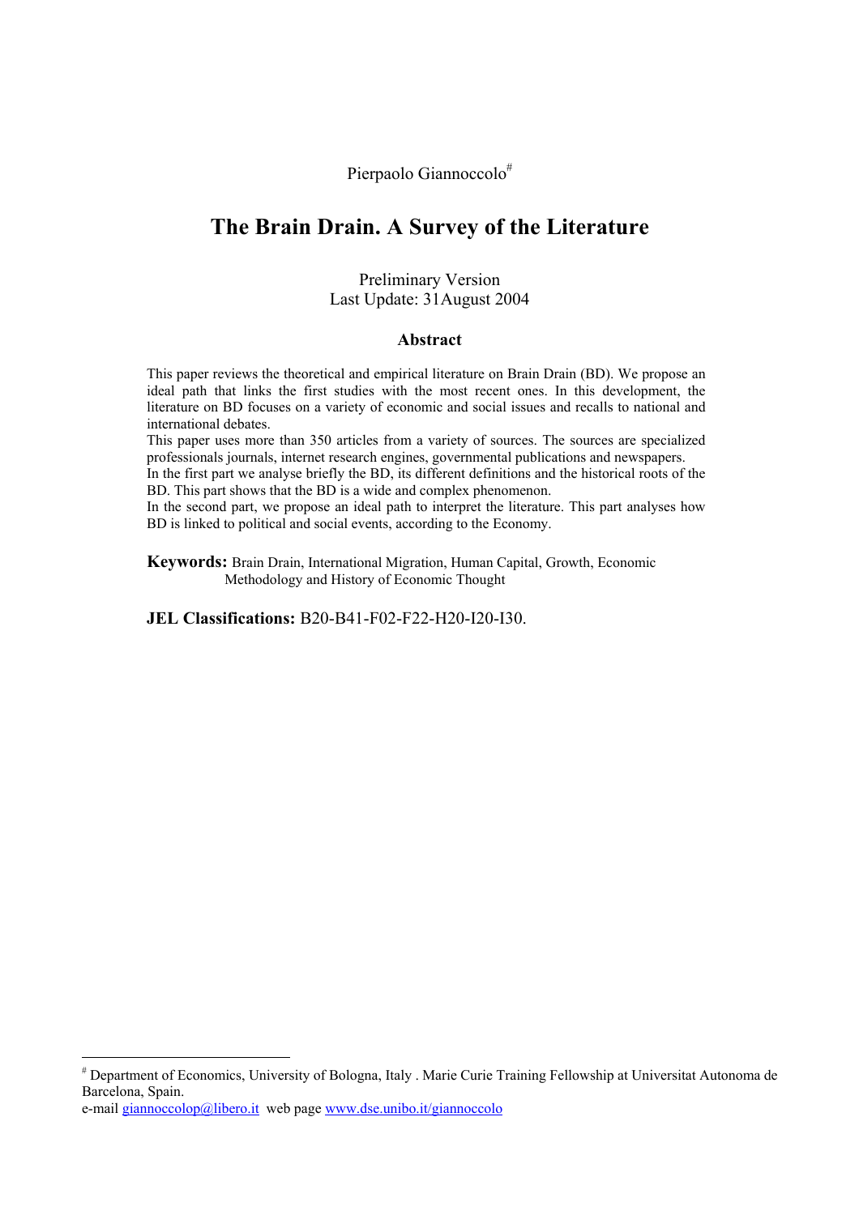Pierpaolo Giannoccolo[#]

# The Brain Drain. A Survey of the Literature

Preliminary Version
Last Update: 31August 2004

## Abstract

This paper reviews the theoretical and empirical literature on Brain Drain (BD). We propose an ideal path that links the first studies with the most recent ones. In this development, the literature on BD focuses on a variety of economic and social issues and recalls to national and international debates.

This paper uses more than 350 articles from a variety of sources. The sources are specialized professionals journals, internet research engines, governmental publications and newspapers.

In the first part we analyse briefly the BD, its different definitions and the historical roots of the BD. This part shows that the BD is a wide and complex phenomenon.

In the second part, we propose an ideal path to interpret the literature. This part analyses how BD is linked to political and social events, according to the Economy.

**Keywords:** Brain Drain, International Migration, Human Capital, Growth, Economic Methodology and History of Economic Thought

**JEL Classifications:** B20-B41-F02-F22-H20-I20-I30.

---

[#] Department of Economics, University of Bologna, Italy . Marie Curie Training Fellowship at Universitat Autonoma de Barcelona, Spain.
e-mail giannoccolop@libero.it web page www.dse.unibo.it/giannoccolo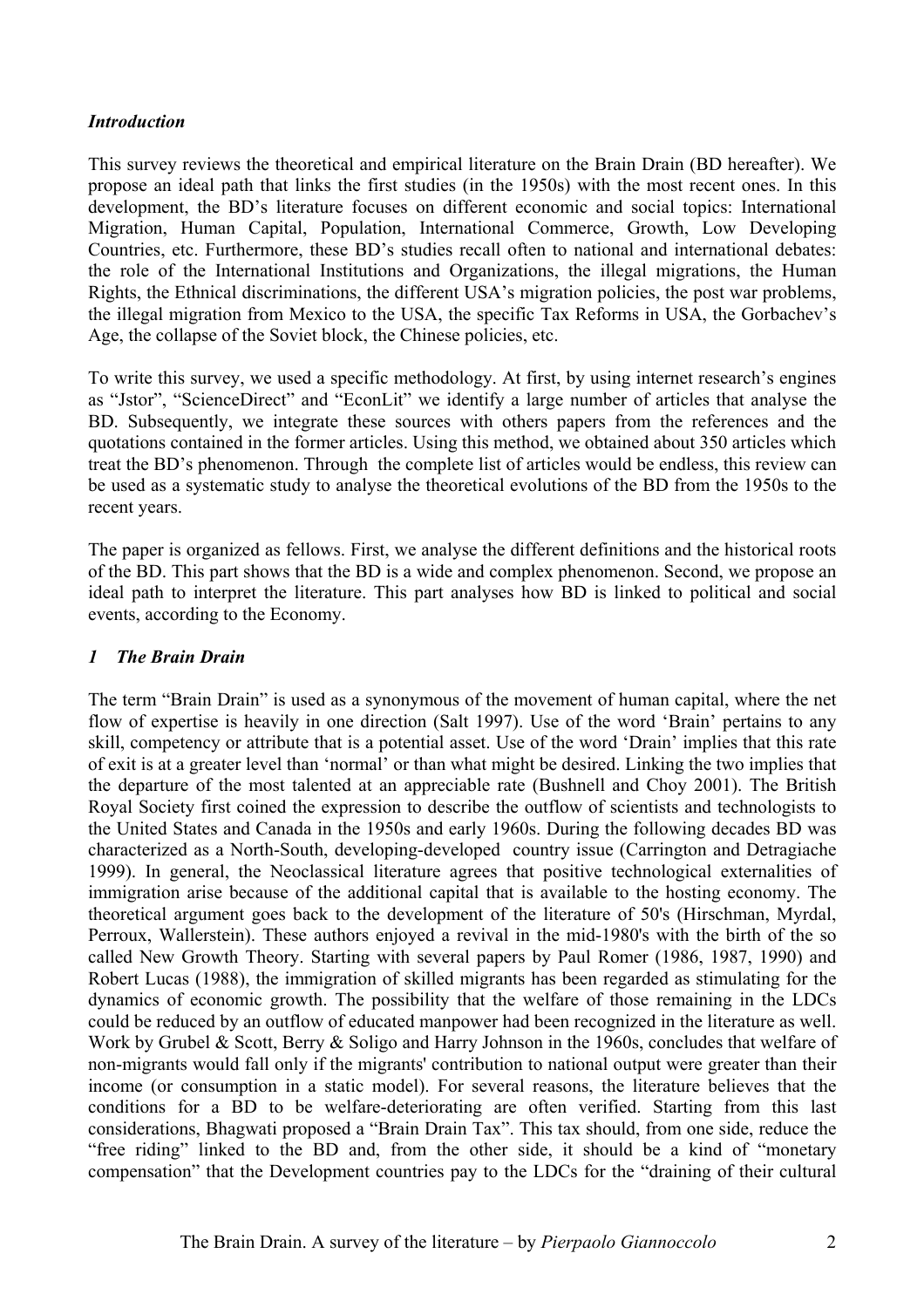## *Introduction*

This survey reviews the theoretical and empirical literature on the Brain Drain (BD hereafter). We propose an ideal path that links the first studies (in the 1950s) with the most recent ones. In this development, the BD's literature focuses on different economic and social topics: International Migration, Human Capital, Population, International Commerce, Growth, Low Developing Countries, etc. Furthermore, these BD's studies recall often to national and international debates: the role of the International Institutions and Organizations, the illegal migrations, the Human Rights, the Ethnical discriminations, the different USA's migration policies, the post war problems, the illegal migration from Mexico to the USA, the specific Tax Reforms in USA, the Gorbachev's Age, the collapse of the Soviet block, the Chinese policies, etc.

To write this survey, we used a specific methodology. At first, by using internet research's engines as "Jstor", "ScienceDirect" and "EconLit" we identify a large number of articles that analyse the BD. Subsequently, we integrate these sources with others papers from the references and the quotations contained in the former articles. Using this method, we obtained about 350 articles which treat the BD's phenomenon. Through the complete list of articles would be endless, this review can be used as a systematic study to analyse the theoretical evolutions of the BD from the 1950s to the recent years.

The paper is organized as fellows. First, we analyse the different definitions and the historical roots of the BD. This part shows that the BD is a wide and complex phenomenon. Second, we propose an ideal path to interpret the literature. This part analyses how BD is linked to political and social events, according to the Economy.

## *1 The Brain Drain*

The term "Brain Drain" is used as a synonymous of the movement of human capital, where the net flow of expertise is heavily in one direction (Salt 1997). Use of the word 'Brain' pertains to any skill, competency or attribute that is a potential asset. Use of the word 'Drain' implies that this rate of exit is at a greater level than 'normal' or than what might be desired. Linking the two implies that the departure of the most talented at an appreciable rate (Bushnell and Choy 2001). The British Royal Society first coined the expression to describe the outflow of scientists and technologists to the United States and Canada in the 1950s and early 1960s. During the following decades BD was characterized as a North-South, developing-developed country issue (Carrington and Detragiache 1999). In general, the Neoclassical literature agrees that positive technological externalities of immigration arise because of the additional capital that is available to the hosting economy. The theoretical argument goes back to the development of the literature of 50's (Hirschman, Myrdal, Perroux, Wallerstein). These authors enjoyed a revival in the mid-1980's with the birth of the so called New Growth Theory. Starting with several papers by Paul Romer (1986, 1987, 1990) and Robert Lucas (1988), the immigration of skilled migrants has been regarded as stimulating for the dynamics of economic growth. The possibility that the welfare of those remaining in the LDCs could be reduced by an outflow of educated manpower had been recognized in the literature as well. Work by Grubel & Scott, Berry & Soligo and Harry Johnson in the 1960s, concludes that welfare of non-migrants would fall only if the migrants' contribution to national output were greater than their income (or consumption in a static model). For several reasons, the literature believes that the conditions for a BD to be welfare-deteriorating are often verified. Starting from this last considerations, Bhagwati proposed a "Brain Drain Tax". This tax should, from one side, reduce the "free riding" linked to the BD and, from the other side, it should be a kind of "monetary compensation" that the Development countries pay to the LDCs for the "draining of their cultural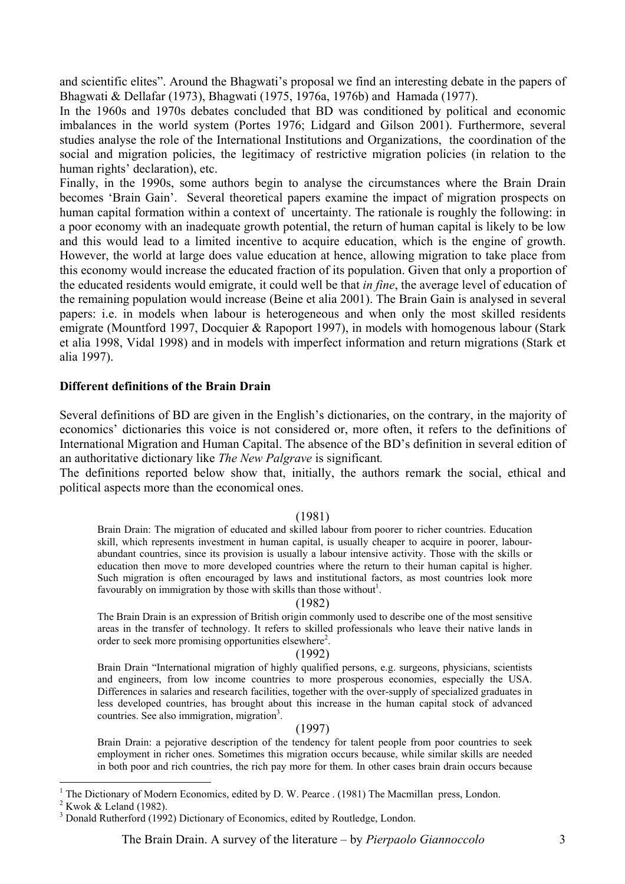and scientific elites". Around the Bhagwati's proposal we find an interesting debate in the papers of Bhagwati & Dellafar (1973), Bhagwati (1975, 1976a, 1976b) and Hamada (1977).

In the 1960s and 1970s debates concluded that BD was conditioned by political and economic imbalances in the world system (Portes 1976; Lidgard and Gilson 2001). Furthermore, several studies analyse the role of the International Institutions and Organizations, the coordination of the social and migration policies, the legitimacy of restrictive migration policies (in relation to the human rights' declaration), etc.

Finally, in the 1990s, some authors begin to analyse the circumstances where the Brain Drain becomes 'Brain Gain'. Several theoretical papers examine the impact of migration prospects on human capital formation within a context of uncertainty. The rationale is roughly the following: in a poor economy with an inadequate growth potential, the return of human capital is likely to be low and this would lead to a limited incentive to acquire education, which is the engine of growth. However, the world at large does value education at hence, allowing migration to take place from this economy would increase the educated fraction of its population. Given that only a proportion of the educated residents would emigrate, it could well be that *in fine*, the average level of education of the remaining population would increase (Beine et alia 2001). The Brain Gain is analysed in several papers: i.e. in models when labour is heterogeneous and when only the most skilled residents emigrate (Mountford 1997, Docquier & Rapoport 1997), in models with homogenous labour (Stark et alia 1998, Vidal 1998) and in models with imperfect information and return migrations (Stark et alia 1997).

## Different definitions of the Brain Drain

Several definitions of BD are given in the English's dictionaries, on the contrary, in the majority of economics' dictionaries this voice is not considered or, more often, it refers to the definitions of International Migration and Human Capital. The absence of the BD's definition in several edition of an authoritative dictionary like *The New Palgrave* is significant.

The definitions reported below show that, initially, the authors remark the social, ethical and political aspects more than the economical ones.

(1981)

> Brain Drain: The migration of educated and skilled labour from poorer to richer countries. Education skill, which represents investment in human capital, is usually cheaper to acquire in poorer, labour-abundant countries, since its provision is usually a labour intensive activity. Those with the skills or education then move to more developed countries where the return to their human capital is higher. Such migration is often encouraged by laws and institutional factors, as most countries look more favourably on immigration by those with skills than those without[1].

(1982)

> The Brain Drain is an expression of British origin commonly used to describe one of the most sensitive areas in the transfer of technology. It refers to skilled professionals who leave their native lands in order to seek more promising opportunities elsewhere[2].

(1992)

> Brain Drain "International migration of highly qualified persons, e.g. surgeons, physicians, scientists and engineers, from low income countries to more prosperous economies, especially the USA. Differences in salaries and research facilities, together with the over-supply of specialized graduates in less developed countries, has brought about this increase in the human capital stock of advanced countries. See also immigration, migration[3].

(1997)

> Brain Drain: a pejorative description of the tendency for talent people from poor countries to seek employment in richer ones. Sometimes this migration occurs because, while similar skills are needed in both poor and rich countries, the rich pay more for them. In other cases brain drain occurs because

---

[1] The Dictionary of Modern Economics, edited by D. W. Pearce . (1981) The Macmillan press, London.

[2] Kwok & Leland (1982).

[3] Donald Rutherford (1992) Dictionary of Economics, edited by Routledge, London.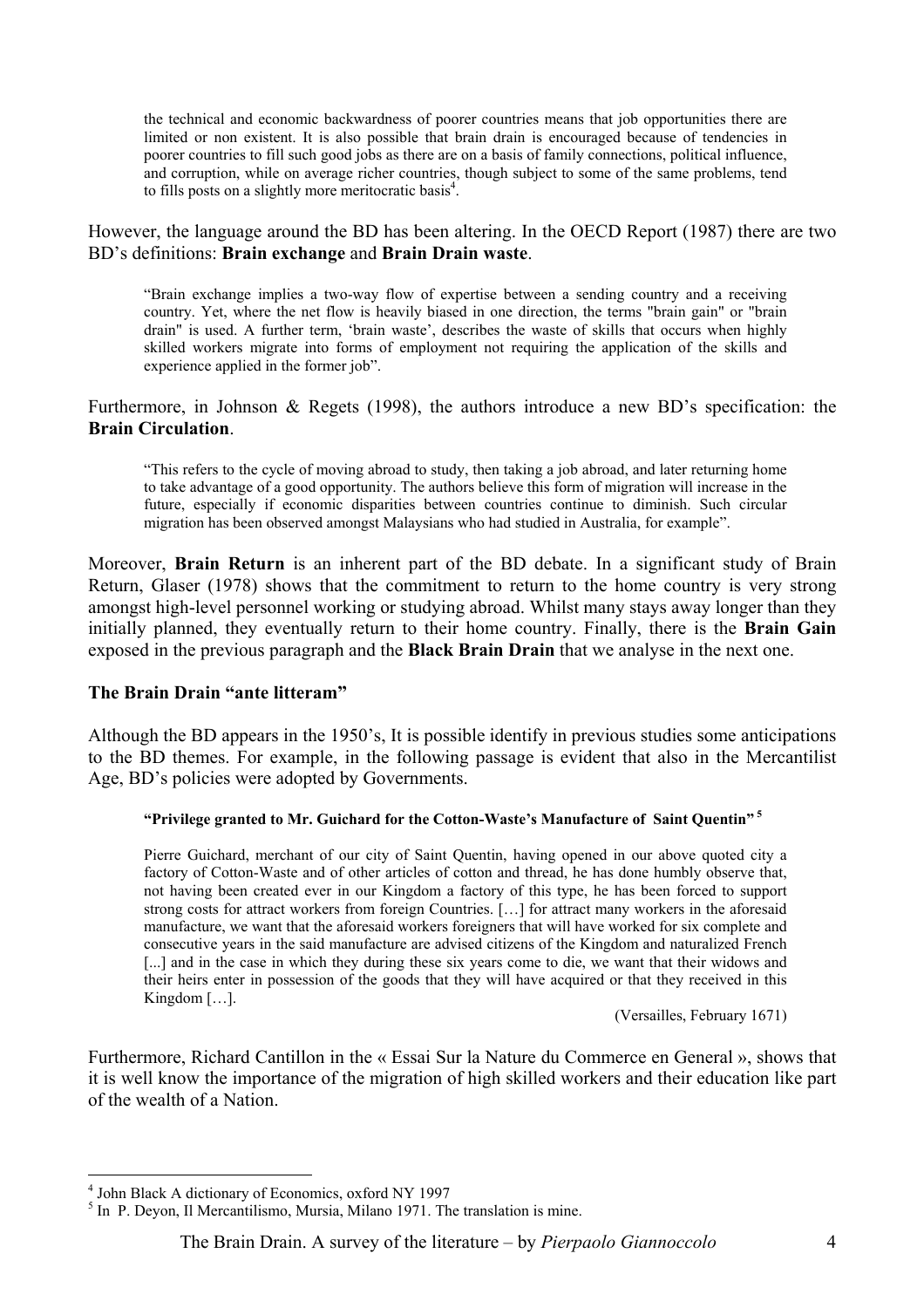> the technical and economic backwardness of poorer countries means that job opportunities there are limited or non existent. It is also possible that brain drain is encouraged because of tendencies in poorer countries to fill such good jobs as there are on a basis of family connections, political influence, and corruption, while on average richer countries, though subject to some of the same problems, tend to fills posts on a slightly more meritocratic basis[4].

However, the language around the BD has been altering. In the OECD Report (1987) there are two BD's definitions: **Brain exchange** and **Brain Drain waste**.

> "Brain exchange implies a two-way flow of expertise between a sending country and a receiving country. Yet, where the net flow is heavily biased in one direction, the terms "brain gain" or "brain drain" is used. A further term, 'brain waste', describes the waste of skills that occurs when highly skilled workers migrate into forms of employment not requiring the application of the skills and experience applied in the former job".

Furthermore, in Johnson & Regets (1998), the authors introduce a new BD's specification: the **Brain Circulation**.

> "This refers to the cycle of moving abroad to study, then taking a job abroad, and later returning home to take advantage of a good opportunity. The authors believe this form of migration will increase in the future, especially if economic disparities between countries continue to diminish. Such circular migration has been observed amongst Malaysians who had studied in Australia, for example".

Moreover, **Brain Return** is an inherent part of the BD debate. In a significant study of Brain Return, Glaser (1978) shows that the commitment to return to the home country is very strong amongst high-level personnel working or studying abroad. Whilst many stays away longer than they initially planned, they eventually return to their home country. Finally, there is the **Brain Gain** exposed in the previous paragraph and the **Black Brain Drain** that we analyse in the next one.

**The Brain Drain "ante litteram"**

Although the BD appears in the 1950's, It is possible identify in previous studies some anticipations to the BD themes. For example, in the following passage is evident that also in the Mercantilist Age, BD's policies were adopted by Governments.

> **"Privilege granted to Mr. Guichard for the Cotton-Waste's Manufacture of Saint Quentin"**[5]
>
> Pierre Guichard, merchant of our city of Saint Quentin, having opened in our above quoted city a factory of Cotton-Waste and of other articles of cotton and thread, he has done humbly observe that, not having been created ever in our Kingdom a factory of this type, he has been forced to support strong costs for attract workers from foreign Countries. […] for attract many workers in the aforesaid manufacture, we want that the aforesaid workers foreigners that will have worked for six complete and consecutive years in the said manufacture are advised citizens of the Kingdom and naturalized French [...] and in the case in which they during these six years come to die, we want that their widows and their heirs enter in possession of the goods that they will have acquired or that they received in this Kingdom […].
>
> (Versailles, February 1671)

Furthermore, Richard Cantillon in the « Essai Sur la Nature du Commerce en General », shows that it is well know the importance of the migration of high skilled workers and their education like part of the wealth of a Nation.

---

[4] John Black A dictionary of Economics, oxford NY 1997

[5] In P. Deyon, Il Mercantilismo, Mursia, Milano 1971. The translation is mine.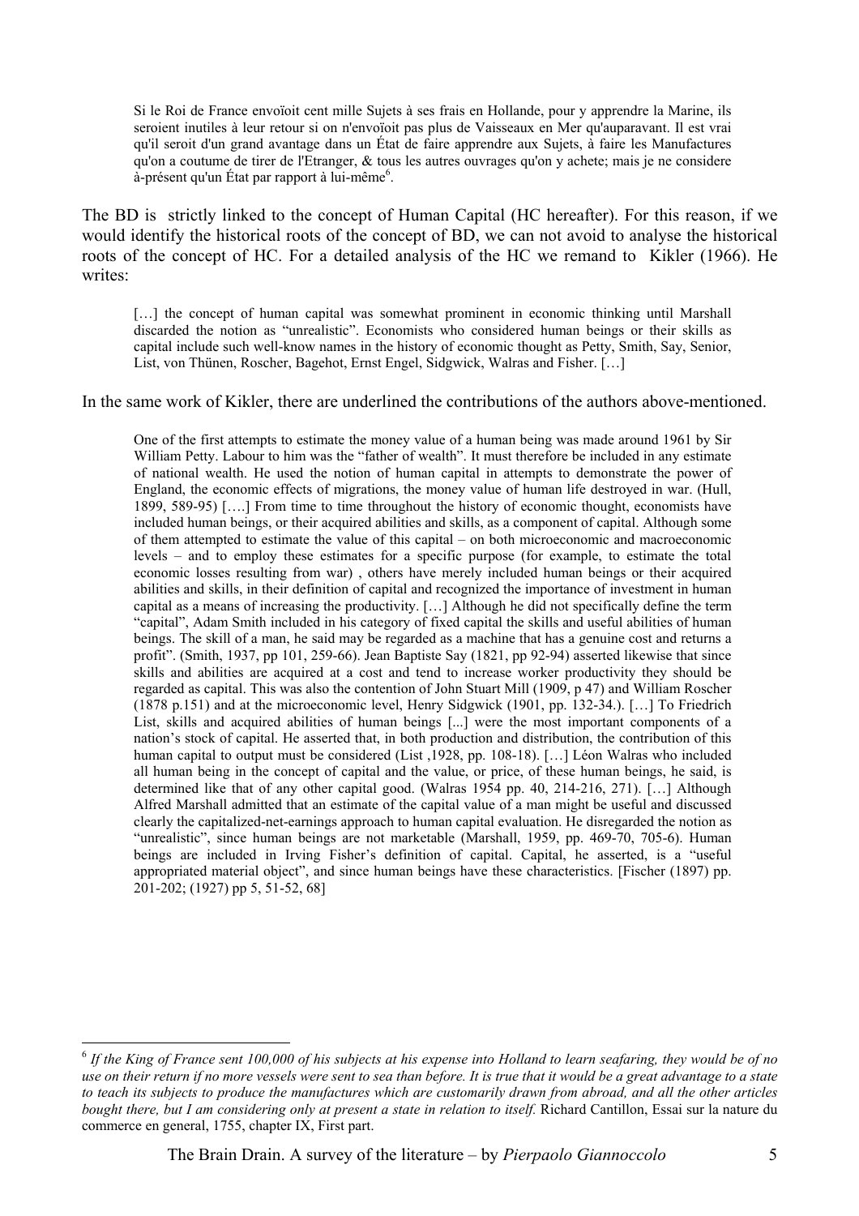> Si le Roi de France envoïoit cent mille Sujets à ses frais en Hollande, pour y apprendre la Marine, ils seroient inutiles à leur retour si on n'envoïoit pas plus de Vaisseaux en Mer qu'auparavant. Il est vrai qu'il seroit d'un grand avantage dans un État de faire apprendre aux Sujets, à faire les Manufactures qu'on a coutume de tirer de l'Etranger, & tous les autres ouvrages qu'on y achete; mais je ne considere à-présent qu'un État par rapport à lui-même[6].

The BD is strictly linked to the concept of Human Capital (HC hereafter). For this reason, if we would identify the historical roots of the concept of BD, we can not avoid to analyse the historical roots of the concept of HC. For a detailed analysis of the HC we remand to Kikler (1966). He writes:

> […] the concept of human capital was somewhat prominent in economic thinking until Marshall discarded the notion as "unrealistic". Economists who considered human beings or their skills as capital include such well-know names in the history of economic thought as Petty, Smith, Say, Senior, List, von Thünen, Roscher, Bagehot, Ernst Engel, Sidgwick, Walras and Fisher. […]

In the same work of Kikler, there are underlined the contributions of the authors above-mentioned.

> One of the first attempts to estimate the money value of a human being was made around 1961 by Sir William Petty. Labour to him was the "father of wealth". It must therefore be included in any estimate of national wealth. He used the notion of human capital in attempts to demonstrate the power of England, the economic effects of migrations, the money value of human life destroyed in war. (Hull, 1899, 589-95) [….] From time to time throughout the history of economic thought, economists have included human beings, or their acquired abilities and skills, as a component of capital. Although some of them attempted to estimate the value of this capital – on both microeconomic and macroeconomic levels – and to employ these estimates for a specific purpose (for example, to estimate the total economic losses resulting from war) , others have merely included human beings or their acquired abilities and skills, in their definition of capital and recognized the importance of investment in human capital as a means of increasing the productivity. […] Although he did not specifically define the term "capital", Adam Smith included in his category of fixed capital the skills and useful abilities of human beings. The skill of a man, he said may be regarded as a machine that has a genuine cost and returns a profit". (Smith, 1937, pp 101, 259-66). Jean Baptiste Say (1821, pp 92-94) asserted likewise that since skills and abilities are acquired at a cost and tend to increase worker productivity they should be regarded as capital. This was also the contention of John Stuart Mill (1909, p 47) and William Roscher (1878 p.151) and at the microeconomic level, Henry Sidgwick (1901, pp. 132-34.). […] To Friedrich List, skills and acquired abilities of human beings [...] were the most important components of a nation's stock of capital. He asserted that, in both production and distribution, the contribution of this human capital to output must be considered (List ,1928, pp. 108-18). […] Léon Walras who included all human being in the concept of capital and the value, or price, of these human beings, he said, is determined like that of any other capital good. (Walras 1954 pp. 40, 214-216, 271). […] Although Alfred Marshall admitted that an estimate of the capital value of a man might be useful and discussed clearly the capitalized-net-earnings approach to human capital evaluation. He disregarded the notion as "unrealistic", since human beings are not marketable (Marshall, 1959, pp. 469-70, 705-6). Human beings are included in Irving Fisher's definition of capital. Capital, he asserted, is a "useful appropriated material object", and since human beings have these characteristics. [Fischer (1897) pp. 201-202; (1927) pp 5, 51-52, 68]

---

[6] *If the King of France sent 100,000 of his subjects at his expense into Holland to learn seafaring, they would be of no use on their return if no more vessels were sent to sea than before. It is true that it would be a great advantage to a state to teach its subjects to produce the manufactures which are customarily drawn from abroad, and all the other articles bought there, but I am considering only at present a state in relation to itself.* Richard Cantillon, Essai sur la nature du commerce en general, 1755, chapter IX, First part.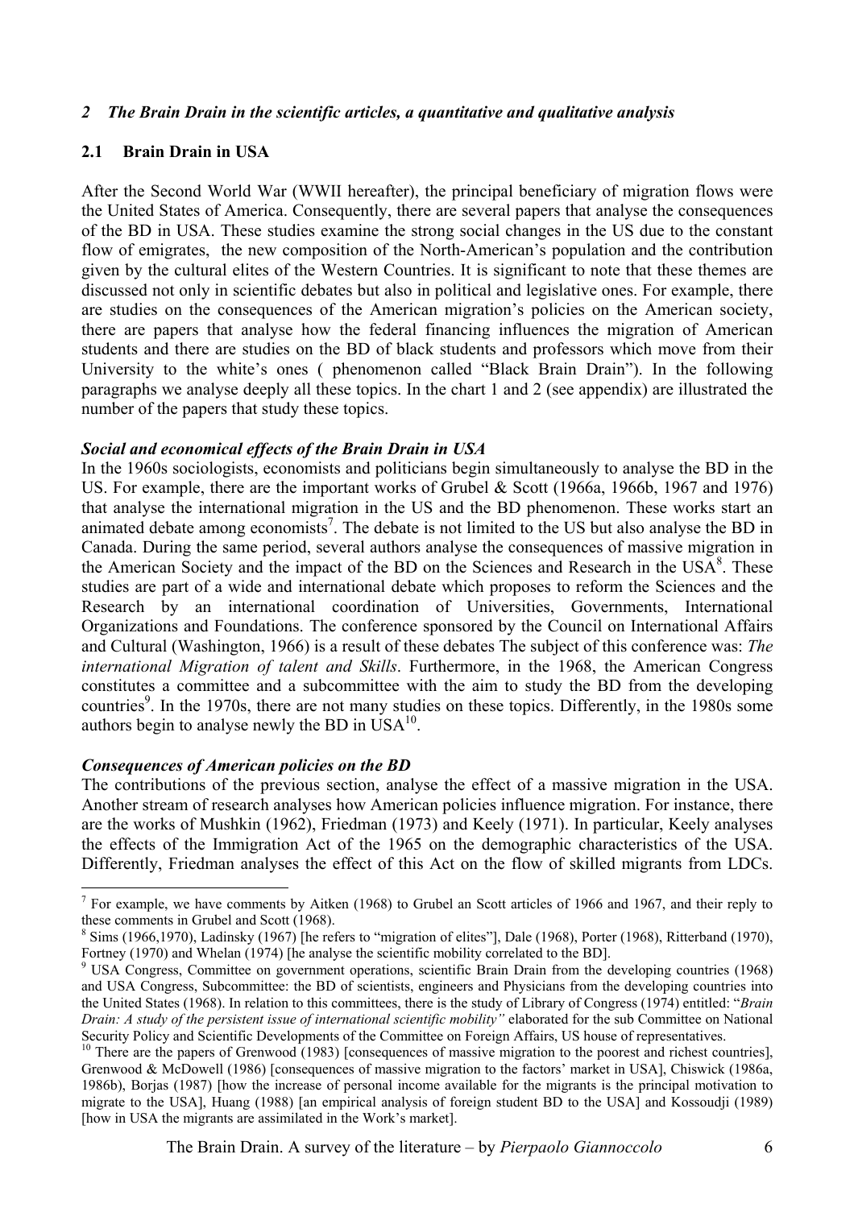## *2 The Brain Drain in the scientific articles, a quantitative and qualitative analysis*

### 2.1 Brain Drain in USA

After the Second World War (WWII hereafter), the principal beneficiary of migration flows were the United States of America. Consequently, there are several papers that analyse the consequences of the BD in USA. These studies examine the strong social changes in the US due to the constant flow of emigrates, the new composition of the North-American's population and the contribution given by the cultural elites of the Western Countries. It is significant to note that these themes are discussed not only in scientific debates but also in political and legislative ones. For example, there are studies on the consequences of the American migration's policies on the American society, there are papers that analyse how the federal financing influences the migration of American students and there are studies on the BD of black students and professors which move from their University to the white's ones ( phenomenon called "Black Brain Drain"). In the following paragraphs we analyse deeply all these topics. In the chart 1 and 2 (see appendix) are illustrated the number of the papers that study these topics.

#### *Social and economical effects of the Brain Drain in USA*

In the 1960s sociologists, economists and politicians begin simultaneously to analyse the BD in the US. For example, there are the important works of Grubel & Scott (1966a, 1966b, 1967 and 1976) that analyse the international migration in the US and the BD phenomenon. These works start an animated debate among economists[7]. The debate is not limited to the US but also analyse the BD in Canada. During the same period, several authors analyse the consequences of massive migration in the American Society and the impact of the BD on the Sciences and Research in the USA[8]. These studies are part of a wide and international debate which proposes to reform the Sciences and the Research by an international coordination of Universities, Governments, International Organizations and Foundations. The conference sponsored by the Council on International Affairs and Cultural (Washington, 1966) is a result of these debates The subject of this conference was: *The international Migration of talent and Skills*. Furthermore, in the 1968, the American Congress constitutes a committee and a subcommittee with the aim to study the BD from the developing countries[9]. In the 1970s, there are not many studies on these topics. Differently, in the 1980s some authors begin to analyse newly the BD in USA[10].

#### *Consequences of American policies on the BD*

The contributions of the previous section, analyse the effect of a massive migration in the USA. Another stream of research analyses how American policies influence migration. For instance, there are the works of Mushkin (1962), Friedman (1973) and Keely (1971). In particular, Keely analyses the effects of the Immigration Act of the 1965 on the demographic characteristics of the USA. Differently, Friedman analyses the effect of this Act on the flow of skilled migrants from LDCs.

---

[7] For example, we have comments by Aitken (1968) to Grubel an Scott articles of 1966 and 1967, and their reply to these comments in Grubel and Scott (1968).

[8] Sims (1966,1970), Ladinsky (1967) [he refers to "migration of elites"], Dale (1968), Porter (1968), Ritterband (1970), Fortney (1970) and Whelan (1974) [he analyse the scientific mobility correlated to the BD].

[9] USA Congress, Committee on government operations, scientific Brain Drain from the developing countries (1968) and USA Congress, Subcommittee: the BD of scientists, engineers and Physicians from the developing countries into the United States (1968). In relation to this committees, there is the study of Library of Congress (1974) entitled: "*Brain Drain: A study of the persistent issue of international scientific mobility"* elaborated for the sub Committee on National Security Policy and Scientific Developments of the Committee on Foreign Affairs, US house of representatives.

[10] There are the papers of Grenwood (1983) [consequences of massive migration to the poorest and richest countries], Grenwood & McDowell (1986) [consequences of massive migration to the factors' market in USA], Chiswick (1986a, 1986b), Borjas (1987) [how the increase of personal income available for the migrants is the principal motivation to migrate to the USA], Huang (1988) [an empirical analysis of foreign student BD to the USA] and Kossoudji (1989) [how in USA the migrants are assimilated in the Work's market].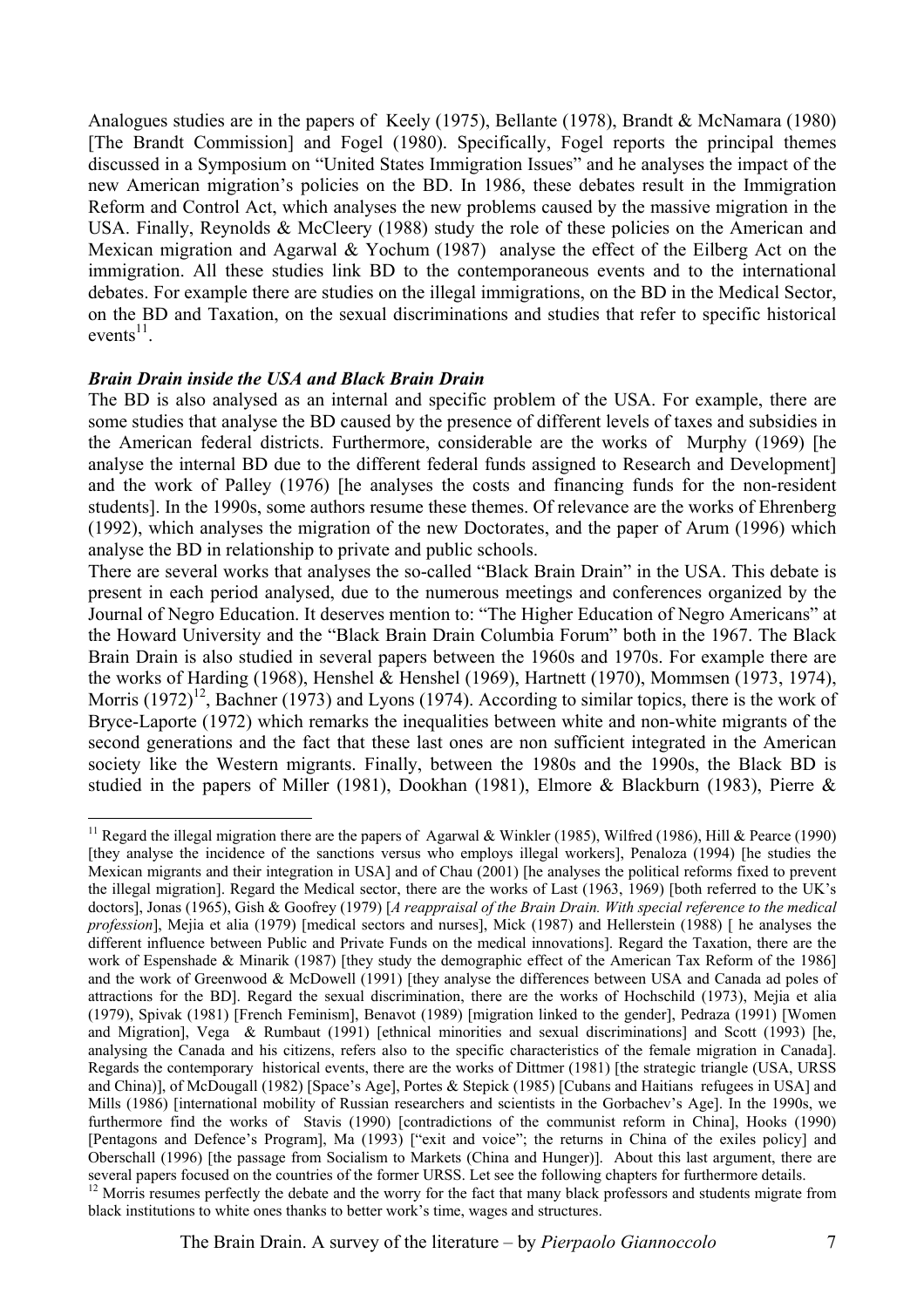Analogues studies are in the papers of Keely (1975), Bellante (1978), Brandt & McNamara (1980) [The Brandt Commission] and Fogel (1980). Specifically, Fogel reports the principal themes discussed in a Symposium on "United States Immigration Issues" and he analyses the impact of the new American migration's policies on the BD. In 1986, these debates result in the Immigration Reform and Control Act, which analyses the new problems caused by the massive migration in the USA. Finally, Reynolds & McCleery (1988) study the role of these policies on the American and Mexican migration and Agarwal & Yochum (1987) analyse the effect of the Eilberg Act on the immigration. All these studies link BD to the contemporaneous events and to the international debates. For example there are studies on the illegal immigrations, on the BD in the Medical Sector, on the BD and Taxation, on the sexual discriminations and studies that refer to specific historical events[11].

***Brain Drain inside the USA and Black Brain Drain***

The BD is also analysed as an internal and specific problem of the USA. For example, there are some studies that analyse the BD caused by the presence of different levels of taxes and subsidies in the American federal districts. Furthermore, considerable are the works of Murphy (1969) [he analyse the internal BD due to the different federal funds assigned to Research and Development] and the work of Palley (1976) [he analyses the costs and financing funds for the non-resident students]. In the 1990s, some authors resume these themes. Of relevance are the works of Ehrenberg (1992), which analyses the migration of the new Doctorates, and the paper of Arum (1996) which analyse the BD in relationship to private and public schools.

There are several works that analyses the so-called "Black Brain Drain" in the USA. This debate is present in each period analysed, due to the numerous meetings and conferences organized by the Journal of Negro Education. It deserves mention to: "The Higher Education of Negro Americans" at the Howard University and the "Black Brain Drain Columbia Forum" both in the 1967. The Black Brain Drain is also studied in several papers between the 1960s and 1970s. For example there are the works of Harding (1968), Henshel & Henshel (1969), Hartnett (1970), Mommsen (1973, 1974), Morris (1972)[12], Bachner (1973) and Lyons (1974). According to similar topics, there is the work of Bryce-Laporte (1972) which remarks the inequalities between white and non-white migrants of the second generations and the fact that these last ones are non sufficient integrated in the American society like the Western migrants. Finally, between the 1980s and the 1990s, the Black BD is studied in the papers of Miller (1981), Dookhan (1981), Elmore & Blackburn (1983), Pierre &

---

[11] Regard the illegal migration there are the papers of Agarwal & Winkler (1985), Wilfred (1986), Hill & Pearce (1990) [they analyse the incidence of the sanctions versus who employs illegal workers], Penaloza (1994) [he studies the Mexican migrants and their integration in USA] and of Chau (2001) [he analyses the political reforms fixed to prevent the illegal migration]. Regard the Medical sector, there are the works of Last (1963, 1969) [both referred to the UK's doctors], Jonas (1965), Gish & Goofrey (1979) [*A reappraisal of the Brain Drain. With special reference to the medical profession*], Mejia et alia (1979) [medical sectors and nurses], Mick (1987) and Hellerstein (1988) [ he analyses the different influence between Public and Private Funds on the medical innovations]. Regard the Taxation, there are the work of Espenshade & Minarik (1987) [they study the demographic effect of the American Tax Reform of the 1986] and the work of Greenwood & McDowell (1991) [they analyse the differences between USA and Canada ad poles of attractions for the BD]. Regard the sexual discrimination, there are the works of Hochschild (1973), Mejia et alia (1979), Spivak (1981) [French Feminism], Benavot (1989) [migration linked to the gender], Pedraza (1991) [Women and Migration], Vega & Rumbaut (1991) [ethnical minorities and sexual discriminations] and Scott (1993) [he, analysing the Canada and his citizens, refers also to the specific characteristics of the female migration in Canada]. Regards the contemporary historical events, there are the works of Dittmer (1981) [the strategic triangle (USA, URSS and China)], of McDougall (1982) [Space's Age], Portes & Stepick (1985) [Cubans and Haitians refugees in USA] and Mills (1986) [international mobility of Russian researchers and scientists in the Gorbachev's Age]. In the 1990s, we furthermore find the works of Stavis (1990) [contradictions of the communist reform in China], Hooks (1990) [Pentagons and Defence's Program], Ma (1993) ["exit and voice"; the returns in China of the exiles policy] and Oberschall (1996) [the passage from Socialism to Markets (China and Hunger)]. About this last argument, there are several papers focused on the countries of the former URSS. Let see the following chapters for furthermore details.

[12] Morris resumes perfectly the debate and the worry for the fact that many black professors and students migrate from black institutions to white ones thanks to better work's time, wages and structures.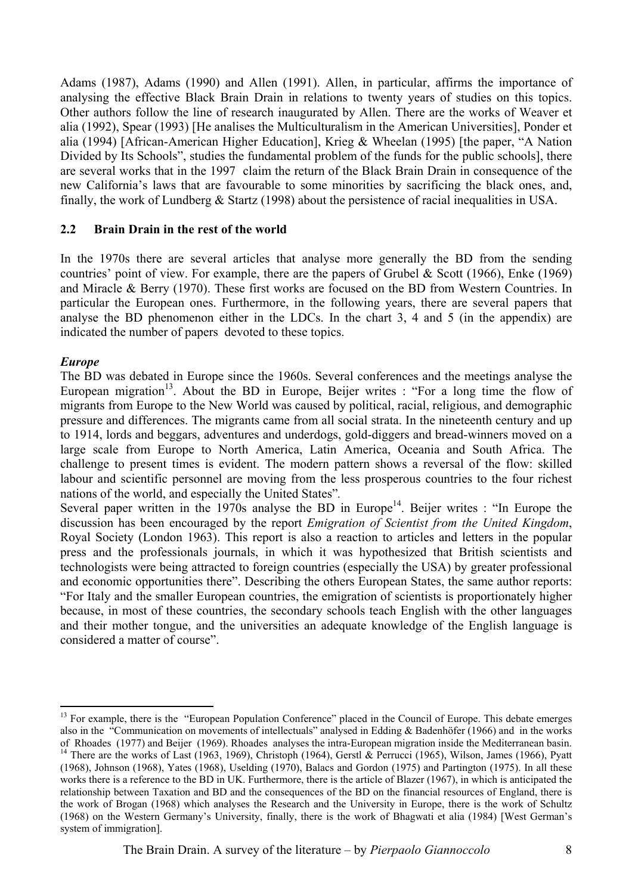Adams (1987), Adams (1990) and Allen (1991). Allen, in particular, affirms the importance of analysing the effective Black Brain Drain in relations to twenty years of studies on this topics. Other authors follow the line of research inaugurated by Allen. There are the works of Weaver et alia (1992), Spear (1993) [He analises the Multiculturalism in the American Universities], Ponder et alia (1994) [African-American Higher Education], Krieg & Wheelan (1995) [the paper, "A Nation Divided by Its Schools", studies the fundamental problem of the funds for the public schools], there are several works that in the 1997 claim the return of the Black Brain Drain in consequence of the new California's laws that are favourable to some minorities by sacrificing the black ones, and, finally, the work of Lundberg & Startz (1998) about the persistence of racial inequalities in USA.

## 2.2 Brain Drain in the rest of the world

In the 1970s there are several articles that analyse more generally the BD from the sending countries' point of view. For example, there are the papers of Grubel & Scott (1966), Enke (1969) and Miracle & Berry (1970). These first works are focused on the BD from Western Countries. In particular the European ones. Furthermore, in the following years, there are several papers that analyse the BD phenomenon either in the LDCs. In the chart 3, 4 and 5 (in the appendix) are indicated the number of papers devoted to these topics.

***Europe***

The BD was debated in Europe since the 1960s. Several conferences and the meetings analyse the European migration[13]. About the BD in Europe, Beijer writes : "For a long time the flow of migrants from Europe to the New World was caused by political, racial, religious, and demographic pressure and differences. The migrants came from all social strata. In the nineteenth century and up to 1914, lords and beggars, adventures and underdogs, gold-diggers and bread-winners moved on a large scale from Europe to North America, Latin America, Oceania and South Africa. The challenge to present times is evident. The modern pattern shows a reversal of the flow: skilled labour and scientific personnel are moving from the less prosperous countries to the four richest nations of the world, and especially the United States".

Several paper written in the 1970s analyse the BD in Europe[14]. Beijer writes : "In Europe the discussion has been encouraged by the report *Emigration of Scientist from the United Kingdom*, Royal Society (London 1963). This report is also a reaction to articles and letters in the popular press and the professionals journals, in which it was hypothesized that British scientists and technologists were being attracted to foreign countries (especially the USA) by greater professional and economic opportunities there". Describing the others European States, the same author reports: "For Italy and the smaller European countries, the emigration of scientists is proportionately higher because, in most of these countries, the secondary schools teach English with the other languages and their mother tongue, and the universities an adequate knowledge of the English language is considered a matter of course".

---

[13] For example, there is the "European Population Conference" placed in the Council of Europe. This debate emerges also in the "Communication on movements of intellectuals" analysed in Edding & Badenhöfer (1966) and in the works of Rhoades (1977) and Beijer (1969). Rhoades analyses the intra-European migration inside the Mediterranean basin.

[14] There are the works of Last (1963, 1969), Christoph (1964), Gerstl & Perrucci (1965), Wilson, James (1966), Pyatt (1968), Johnson (1968), Yates (1968), Uselding (1970), Balacs and Gordon (1975) and Partington (1975). In all these works there is a reference to the BD in UK. Furthermore, there is the article of Blazer (1967), in which is anticipated the relationship between Taxation and BD and the consequences of the BD on the financial resources of England, there is the work of Brogan (1968) which analyses the Research and the University in Europe, there is the work of Schultz (1968) on the Western Germany's University, finally, there is the work of Bhagwati et alia (1984) [West German's system of immigration].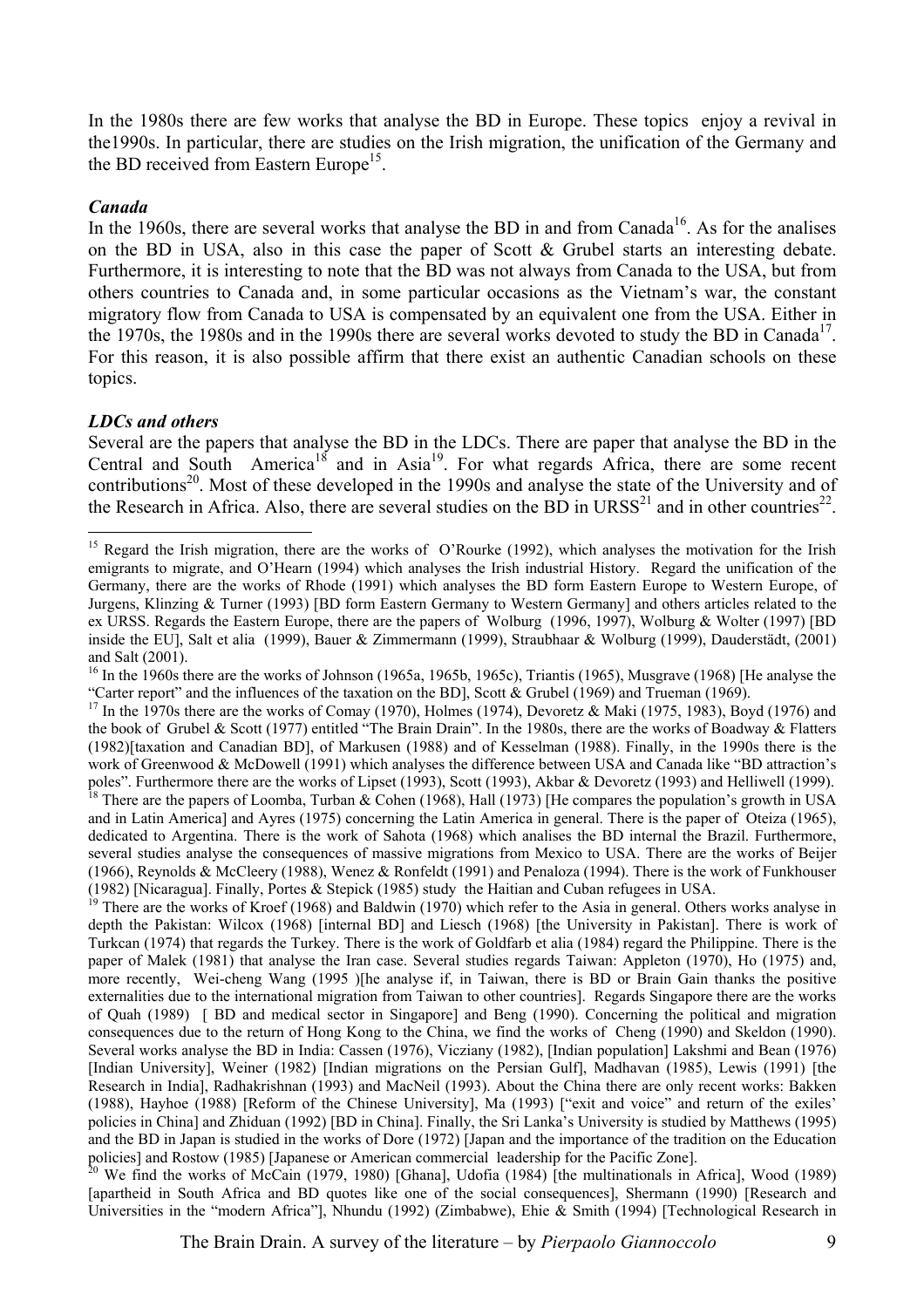In the 1980s there are few works that analyse the BD in Europe. These topics enjoy a revival in the1990s. In particular, there are studies on the Irish migration, the unification of the Germany and the BD received from Eastern Europe[15].

### *Canada*

In the 1960s, there are several works that analyse the BD in and from Canada[16]. As for the analises on the BD in USA, also in this case the paper of Scott & Grubel starts an interesting debate. Furthermore, it is interesting to note that the BD was not always from Canada to the USA, but from others countries to Canada and, in some particular occasions as the Vietnam's war, the constant migratory flow from Canada to USA is compensated by an equivalent one from the USA. Either in the 1970s, the 1980s and in the 1990s there are several works devoted to study the BD in Canada[17]. For this reason, it is also possible affirm that there exist an authentic Canadian schools on these topics.

### *LDCs and others*

Several are the papers that analyse the BD in the LDCs. There are paper that analyse the BD in the Central and South America[18] and in Asia[19]. For what regards Africa, there are some recent contributions[20]. Most of these developed in the 1990s and analyse the state of the University and of the Research in Africa. Also, there are several studies on the BD in URSS[21] and in other countries[22].

---

[15] Regard the Irish migration, there are the works of O'Rourke (1992), which analyses the motivation for the Irish emigrants to migrate, and O'Hearn (1994) which analyses the Irish industrial History. Regard the unification of the Germany, there are the works of Rhode (1991) which analyses the BD form Eastern Europe to Western Europe, of Jurgens, Klinzing & Turner (1993) [BD form Eastern Germany to Western Germany] and others articles related to the ex URSS. Regards the Eastern Europe, there are the papers of Wolburg (1996, 1997), Wolburg & Wolter (1997) [BD inside the EU], Salt et alia (1999), Bauer & Zimmermann (1999), Straubhaar & Wolburg (1999), Dauderstädt, (2001) and Salt (2001).

[16] In the 1960s there are the works of Johnson (1965a, 1965b, 1965c), Triantis (1965), Musgrave (1968) [He analyse the "Carter report" and the influences of the taxation on the BD], Scott & Grubel (1969) and Trueman (1969).

[17] In the 1970s there are the works of Comay (1970), Holmes (1974), Devoretz & Maki (1975, 1983), Boyd (1976) and the book of Grubel & Scott (1977) entitled "The Brain Drain". In the 1980s, there are the works of Boadway & Flatters (1982)[taxation and Canadian BD], of Markusen (1988) and of Kesselman (1988). Finally, in the 1990s there is the work of Greenwood & McDowell (1991) which analyses the difference between USA and Canada like "BD attraction's poles". Furthermore there are the works of Lipset (1993), Scott (1993), Akbar & Devoretz (1993) and Helliwell (1999).

[18] There are the papers of Loomba, Turban & Cohen (1968), Hall (1973) [He compares the population's growth in USA and in Latin America] and Ayres (1975) concerning the Latin America in general. There is the paper of Oteiza (1965), dedicated to Argentina. There is the work of Sahota (1968) which analises the BD internal the Brazil. Furthermore, several studies analyse the consequences of massive migrations from Mexico to USA. There are the works of Beijer (1966), Reynolds & McCleery (1988), Wenez & Ronfeldt (1991) and Penaloza (1994). There is the work of Funkhouser (1982) [Nicaragua]. Finally, Portes & Stepick (1985) study the Haitian and Cuban refugees in USA.

[19] There are the works of Kroef (1968) and Baldwin (1970) which refer to the Asia in general. Others works analyse in depth the Pakistan: Wilcox (1968) [internal BD] and Liesch (1968) [the University in Pakistan]. There is work of Turkcan (1974) that regards the Turkey. There is the work of Goldfarb et alia (1984) regard the Philippine. There is the paper of Malek (1981) that analyse the Iran case. Several studies regards Taiwan: Appleton (1970), Ho (1975) and, more recently, Wei-cheng Wang (1995 )[he analyse if, in Taiwan, there is BD or Brain Gain thanks the positive externalities due to the international migration from Taiwan to other countries]. Regards Singapore there are the works of Quah (1989) [ BD and medical sector in Singapore] and Beng (1990). Concerning the political and migration consequences due to the return of Hong Kong to the China, we find the works of Cheng (1990) and Skeldon (1990). Several works analyse the BD in India: Cassen (1976), Vicziany (1982), [Indian population] Lakshmi and Bean (1976) [Indian University], Weiner (1982) [Indian migrations on the Persian Gulf], Madhavan (1985), Lewis (1991) [the Research in India], Radhakrishnan (1993) and MacNeil (1993). About the China there are only recent works: Bakken (1988), Hayhoe (1988) [Reform of the Chinese University], Ma (1993) ["exit and voice" and return of the exiles' policies in China] and Zhiduan (1992) [BD in China]. Finally, the Sri Lanka's University is studied by Matthews (1995) and the BD in Japan is studied in the works of Dore (1972) [Japan and the importance of the tradition on the Education policies] and Rostow (1985) [Japanese or American commercial leadership for the Pacific Zone].

[20] We find the works of McCain (1979, 1980) [Ghana], Udofia (1984) [the multinationals in Africa], Wood (1989) [apartheid in South Africa and BD quotes like one of the social consequences], Shermann (1990) [Research and Universities in the "modern Africa"], Nhundu (1992) (Zimbabwe), Ehie & Smith (1994) [Technological Research in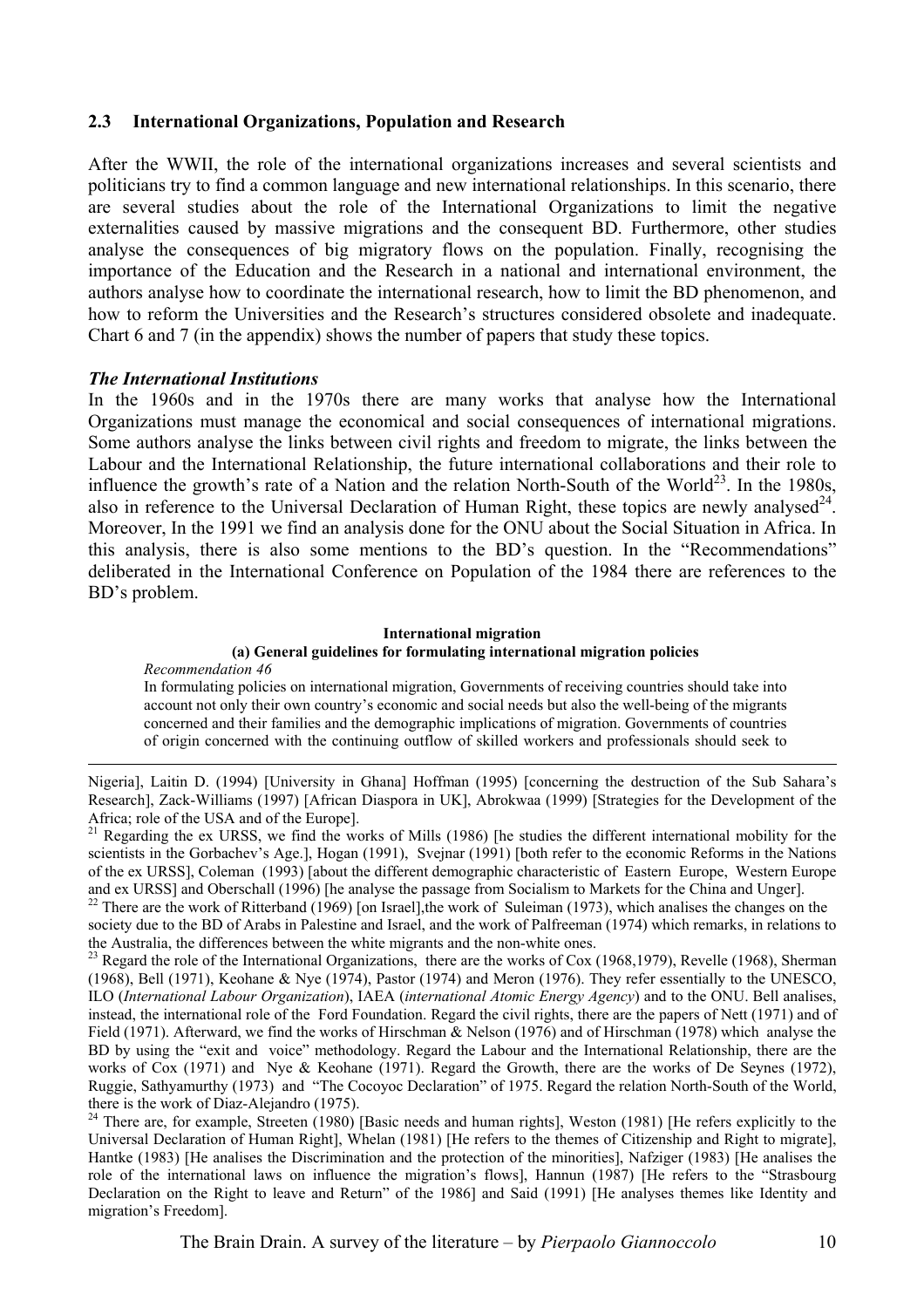## 2.3 International Organizations, Population and Research

After the WWII, the role of the international organizations increases and several scientists and politicians try to find a common language and new international relationships. In this scenario, there are several studies about the role of the International Organizations to limit the negative externalities caused by massive migrations and the consequent BD. Furthermore, other studies analyse the consequences of big migratory flows on the population. Finally, recognising the importance of the Education and the Research in a national and international environment, the authors analyse how to coordinate the international research, how to limit the BD phenomenon, and how to reform the Universities and the Research's structures considered obsolete and inadequate. Chart 6 and 7 (in the appendix) shows the number of papers that study these topics.

### *The International Institutions*

In the 1960s and in the 1970s there are many works that analyse how the International Organizations must manage the economical and social consequences of international migrations. Some authors analyse the links between civil rights and freedom to migrate, the links between the Labour and the International Relationship, the future international collaborations and their role to influence the growth's rate of a Nation and the relation North-South of the World[23]. In the 1980s, also in reference to the Universal Declaration of Human Right, these topics are newly analysed[24]. Moreover, In the 1991 we find an analysis done for the ONU about the Social Situation in Africa. In this analysis, there is also some mentions to the BD's question. In the "Recommendations" deliberated in the International Conference on Population of the 1984 there are references to the BD's problem.

> **International migration**
>
> **(a) General guidelines for formulating international migration policies**
>
> *Recommendation 46*
>
> In formulating policies on international migration, Governments of receiving countries should take into account not only their own country's economic and social needs but also the well-being of the migrants concerned and their families and the demographic implications of migration. Governments of countries of origin concerned with the continuing outflow of skilled workers and professionals should seek to

---

Nigeria], Laitin D. (1994) [University in Ghana] Hoffman (1995) [concerning the destruction of the Sub Sahara's Research], Zack-Williams (1997) [African Diaspora in UK], Abrokwaa (1999) [Strategies for the Development of the Africa; role of the USA and of the Europe].

[21] Regarding the ex URSS, we find the works of Mills (1986) [he studies the different international mobility for the scientists in the Gorbachev's Age.], Hogan (1991), Svejnar (1991) [both refer to the economic Reforms in the Nations of the ex URSS], Coleman (1993) [about the different demographic characteristic of Eastern Europe, Western Europe and ex URSS] and Oberschall (1996) [he analyse the passage from Socialism to Markets for the China and Unger].

[22] There are the work of Ritterband (1969) [on Israel],the work of Suleiman (1973), which analises the changes on the society due to the BD of Arabs in Palestine and Israel, and the work of Palfreeman (1974) which remarks, in relations to the Australia, the differences between the white migrants and the non-white ones.

[23] Regard the role of the International Organizations, there are the works of Cox (1968,1979), Revelle (1968), Sherman (1968), Bell (1971), Keohane & Nye (1974), Pastor (1974) and Meron (1976). They refer essentially to the UNESCO, ILO (*International Labour Organization*), IAEA (*international Atomic Energy Agency*) and to the ONU. Bell analises, instead, the international role of the Ford Foundation. Regard the civil rights, there are the papers of Nett (1971) and of Field (1971). Afterward, we find the works of Hirschman & Nelson (1976) and of Hirschman (1978) which analyse the BD by using the "exit and voice" methodology. Regard the Labour and the International Relationship, there are the works of Cox (1971) and Nye & Keohane (1971). Regard the Growth, there are the works of De Seynes (1972), Ruggie, Sathyamurthy (1973) and "The Cocoyoc Declaration" of 1975. Regard the relation North-South of the World, there is the work of Diaz-Alejandro (1975).

[24] There are, for example, Streeten (1980) [Basic needs and human rights], Weston (1981) [He refers explicitly to the Universal Declaration of Human Right], Whelan (1981) [He refers to the themes of Citizenship and Right to migrate], Hantke (1983) [He analises the Discrimination and the protection of the minorities], Nafziger (1983) [He analises the role of the international laws on influence the migration's flows], Hannun (1987) [He refers to the "Strasbourg Declaration on the Right to leave and Return" of the 1986] and Said (1991) [He analyses themes like Identity and migration's Freedom].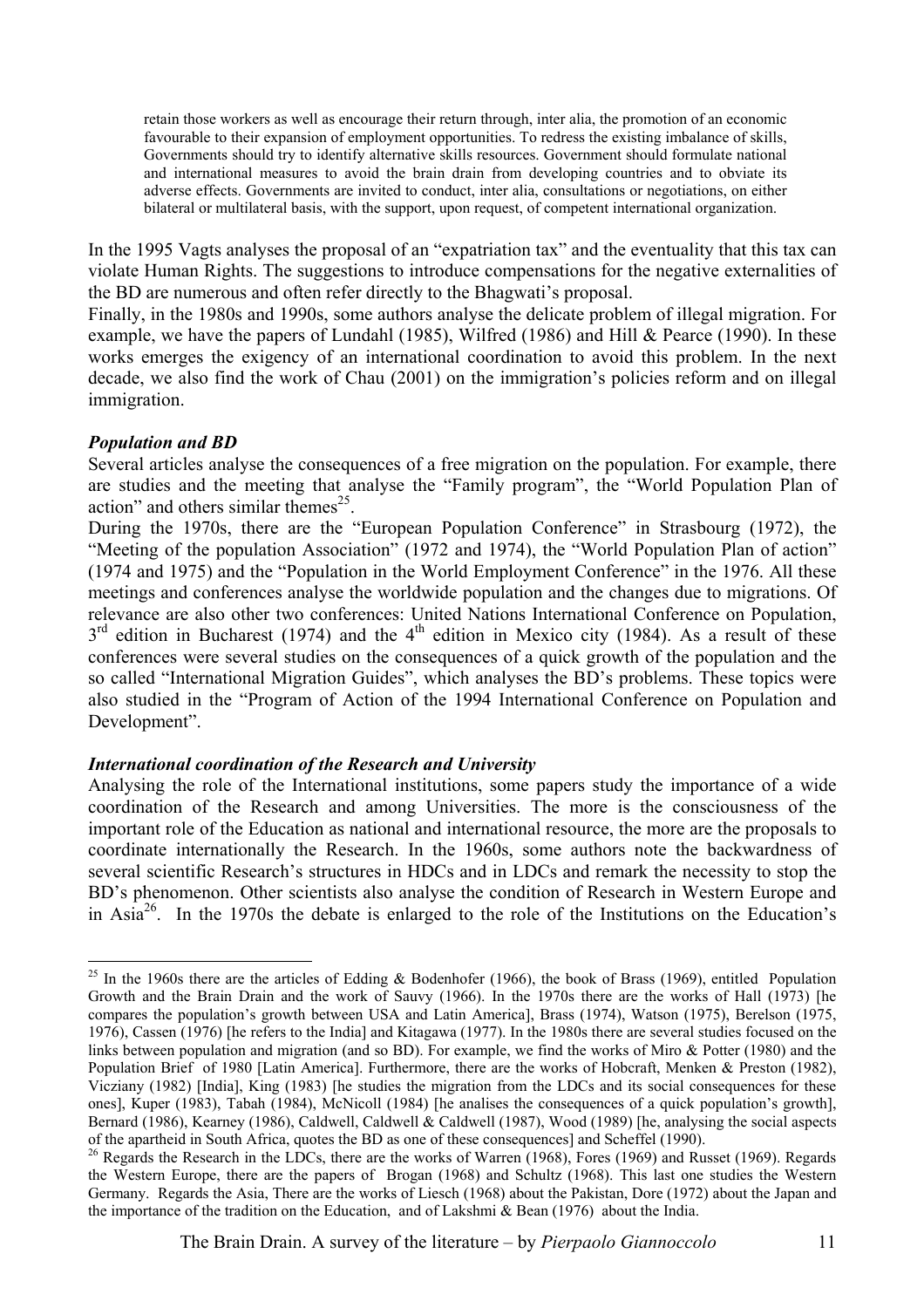> retain those workers as well as encourage their return through, inter alia, the promotion of an economic favourable to their expansion of employment opportunities. To redress the existing imbalance of skills, Governments should try to identify alternative skills resources. Government should formulate national and international measures to avoid the brain drain from developing countries and to obviate its adverse effects. Governments are invited to conduct, inter alia, consultations or negotiations, on either bilateral or multilateral basis, with the support, upon request, of competent international organization.

In the 1995 Vagts analyses the proposal of an "expatriation tax" and the eventuality that this tax can violate Human Rights. The suggestions to introduce compensations for the negative externalities of the BD are numerous and often refer directly to the Bhagwati's proposal.

Finally, in the 1980s and 1990s, some authors analyse the delicate problem of illegal migration. For example, we have the papers of Lundahl (1985), Wilfred (1986) and Hill & Pearce (1990). In these works emerges the exigency of an international coordination to avoid this problem. In the next decade, we also find the work of Chau (2001) on the immigration's policies reform and on illegal immigration.

***Population and BD***

Several articles analyse the consequences of a free migration on the population. For example, there are studies and the meeting that analyse the "Family program", the "World Population Plan of action" and others similar themes[25].

During the 1970s, there are the "European Population Conference" in Strasbourg (1972), the "Meeting of the population Association" (1972 and 1974), the "World Population Plan of action" (1974 and 1975) and the "Population in the World Employment Conference" in the 1976. All these meetings and conferences analyse the worldwide population and the changes due to migrations. Of relevance are also other two conferences: United Nations International Conference on Population, 3rd edition in Bucharest (1974) and the 4th edition in Mexico city (1984). As a result of these conferences were several studies on the consequences of a quick growth of the population and the so called "International Migration Guides", which analyses the BD's problems. These topics were also studied in the "Program of Action of the 1994 International Conference on Population and Development".

***International coordination of the Research and University***

Analysing the role of the International institutions, some papers study the importance of a wide coordination of the Research and among Universities. The more is the consciousness of the important role of the Education as national and international resource, the more are the proposals to coordinate internationally the Research. In the 1960s, some authors note the backwardness of several scientific Research's structures in HDCs and in LDCs and remark the necessity to stop the BD's phenomenon. Other scientists also analyse the condition of Research in Western Europe and in Asia[26]. In the 1970s the debate is enlarged to the role of the Institutions on the Education's

---

[25] In the 1960s there are the articles of Edding & Bodenhofer (1966), the book of Brass (1969), entitled Population Growth and the Brain Drain and the work of Sauvy (1966). In the 1970s there are the works of Hall (1973) [he compares the population's growth between USA and Latin America], Brass (1974), Watson (1975), Berelson (1975, 1976), Cassen (1976) [he refers to the India] and Kitagawa (1977). In the 1980s there are several studies focused on the links between population and migration (and so BD). For example, we find the works of Miro & Potter (1980) and the Population Brief of 1980 [Latin America]. Furthermore, there are the works of Hobcraft, Menken & Preston (1982), Vicziany (1982) [India], King (1983) [he studies the migration from the LDCs and its social consequences for these ones], Kuper (1983), Tabah (1984), McNicoll (1984) [he analises the consequences of a quick population's growth], Bernard (1986), Kearney (1986), Caldwell, Caldwell & Caldwell (1987), Wood (1989) [he, analysing the social aspects of the apartheid in South Africa, quotes the BD as one of these consequences] and Scheffel (1990).

[26] Regards the Research in the LDCs, there are the works of Warren (1968), Fores (1969) and Russet (1969). Regards the Western Europe, there are the papers of Brogan (1968) and Schultz (1968). This last one studies the Western Germany. Regards the Asia, There are the works of Liesch (1968) about the Pakistan, Dore (1972) about the Japan and the importance of the tradition on the Education, and of Lakshmi & Bean (1976) about the India.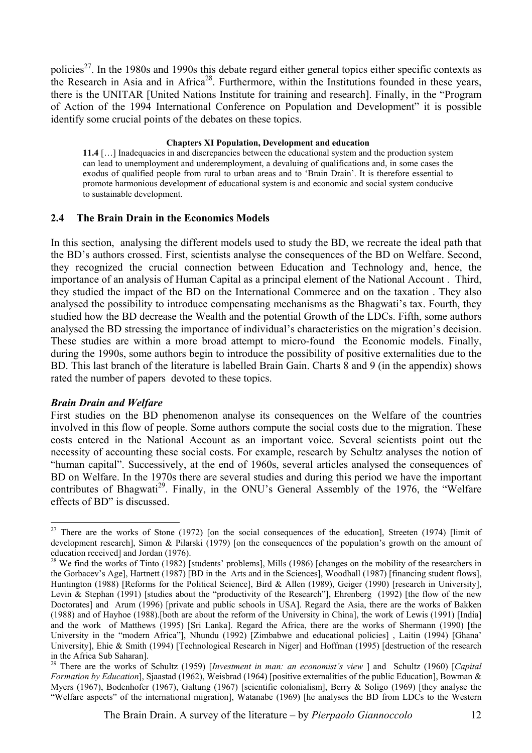policies[27]. In the 1980s and 1990s this debate regard either general topics either specific contexts as the Research in Asia and in Africa[28]. Furthermore, within the Institutions founded in these years, there is the UNITAR [United Nations Institute for training and research]. Finally, in the "Program of Action of the 1994 International Conference on Population and Development" it is possible identify some crucial points of the debates on these topics.

> **Chapters XI Population, Development and education**
>
> **11.4** […] Inadequacies in and discrepancies between the educational system and the production system can lead to unemployment and underemployment, a devaluing of qualifications and, in some cases the exodus of qualified people from rural to urban areas and to 'Brain Drain'. It is therefore essential to promote harmonious development of educational system is and economic and social system conducive to sustainable development.

## 2.4 The Brain Drain in the Economics Models

In this section, analysing the different models used to study the BD, we recreate the ideal path that the BD's authors crossed. First, scientists analyse the consequences of the BD on Welfare. Second, they recognized the crucial connection between Education and Technology and, hence, the importance of an analysis of Human Capital as a principal element of the National Account . Third, they studied the impact of the BD on the International Commerce and on the taxation . They also analysed the possibility to introduce compensating mechanisms as the Bhagwati's tax. Fourth, they studied how the BD decrease the Wealth and the potential Growth of the LDCs. Fifth, some authors analysed the BD stressing the importance of individual's characteristics on the migration's decision. These studies are within a more broad attempt to micro-found the Economic models. Finally, during the 1990s, some authors begin to introduce the possibility of positive externalities due to the BD. This last branch of the literature is labelled Brain Gain. Charts 8 and 9 (in the appendix) shows rated the number of papers devoted to these topics.

***Brain Drain and Welfare***

First studies on the BD phenomenon analyse its consequences on the Welfare of the countries involved in this flow of people. Some authors compute the social costs due to the migration. These costs entered in the National Account as an important voice. Several scientists point out the necessity of accounting these social costs. For example, research by Schultz analyses the notion of "human capital". Successively, at the end of 1960s, several articles analysed the consequences of BD on Welfare. In the 1970s there are several studies and during this period we have the important contributes of Bhagwati[29]. Finally, in the ONU's General Assembly of the 1976, the "Welfare effects of BD" is discussed.

---

[27] There are the works of Stone (1972) [on the social consequences of the education], Streeten (1974) [limit of development research], Simon & Pilarski (1979) [on the consequences of the population's growth on the amount of education received] and Jordan (1976).

[28] We find the works of Tinto (1982) [students' problems], Mills (1986) [changes on the mobility of the researchers in the Gorbacev's Age], Hartnett (1987) [BD in the Arts and in the Sciences], Woodhall (1987) [financing student flows], Huntington (1988) [Reforms for the Political Science], Bird & Allen (1989), Geiger (1990) [research in University], Levin & Stephan (1991) [studies about the "productivity of the Research"], Ehrenberg (1992) [the flow of the new Doctorates] and Arum (1996) [private and public schools in USA]. Regard the Asia, there are the works of Bakken (1988) and of Hayhoe (1988).[both are about the reform of the University in China], the work of Lewis (1991) [India] and the work of Matthews (1995) [Sri Lanka]. Regard the Africa, there are the works of Shermann (1990) [the University in the "modern Africa"], Nhundu (1992) [Zimbabwe and educational policies] , Laitin (1994) [Ghana' University], Ehie & Smith (1994) [Technological Research in Niger] and Hoffman (1995) [destruction of the research in the Africa Sub Saharan].

[29] There are the works of Schultz (1959) [*Investment in man: an economist's view* ] and Schultz (1960) [*Capital Formation by Education*], Sjaastad (1962), Weisbrad (1964) [positive externalities of the public Education], Bowman & Myers (1967), Bodenhofer (1967), Galtung (1967) [scientific colonialism], Berry & Soligo (1969) [they analyse the "Welfare aspects" of the international migration], Watanabe (1969) [he analyses the BD from LDCs to the Western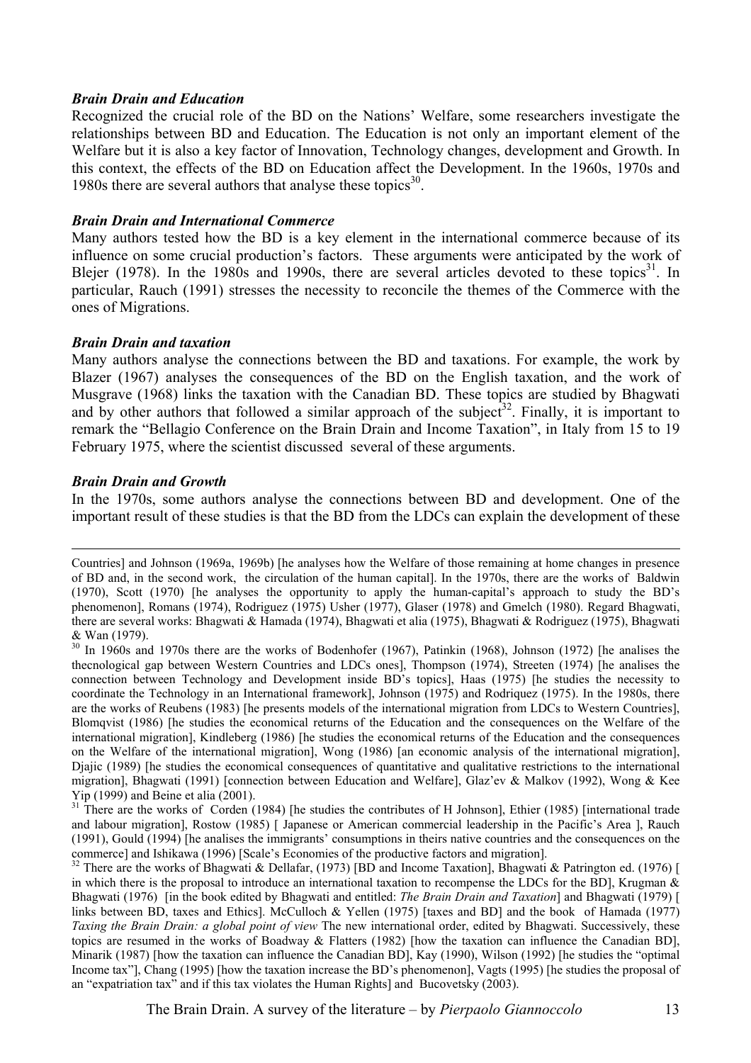***Brain Drain and Education***

Recognized the crucial role of the BD on the Nations' Welfare, some researchers investigate the relationships between BD and Education. The Education is not only an important element of the Welfare but it is also a key factor of Innovation, Technology changes, development and Growth. In this context, the effects of the BD on Education affect the Development. In the 1960s, 1970s and 1980s there are several authors that analyse these topics[30].

***Brain Drain and International Commerce***

Many authors tested how the BD is a key element in the international commerce because of its influence on some crucial production's factors. These arguments were anticipated by the work of Blejer (1978). In the 1980s and 1990s, there are several articles devoted to these topics[31]. In particular, Rauch (1991) stresses the necessity to reconcile the themes of the Commerce with the ones of Migrations.

***Brain Drain and taxation***

Many authors analyse the connections between the BD and taxations. For example, the work by Blazer (1967) analyses the consequences of the BD on the English taxation, and the work of Musgrave (1968) links the taxation with the Canadian BD. These topics are studied by Bhagwati and by other authors that followed a similar approach of the subject[32]. Finally, it is important to remark the "Bellagio Conference on the Brain Drain and Income Taxation", in Italy from 15 to 19 February 1975, where the scientist discussed several of these arguments.

***Brain Drain and Growth***

In the 1970s, some authors analyse the connections between BD and development. One of the important result of these studies is that the BD from the LDCs can explain the development of these

---

Countries] and Johnson (1969a, 1969b) [he analyses how the Welfare of those remaining at home changes in presence of BD and, in the second work, the circulation of the human capital]. In the 1970s, there are the works of Baldwin (1970), Scott (1970) [he analyses the opportunity to apply the human-capital's approach to study the BD's phenomenon], Romans (1974), Rodriguez (1975) Usher (1977), Glaser (1978) and Gmelch (1980). Regard Bhagwati, there are several works: Bhagwati & Hamada (1974), Bhagwati et alia (1975), Bhagwati & Rodriguez (1975), Bhagwati & Wan (1979).

[30] In 1960s and 1970s there are the works of Bodenhofer (1967), Patinkin (1968), Johnson (1972) [he analises the thecnological gap between Western Countries and LDCs ones], Thompson (1974), Streeten (1974) [he analises the connection between Technology and Development inside BD's topics], Haas (1975) [he studies the necessity to coordinate the Technology in an International framework], Johnson (1975) and Rodriquez (1975). In the 1980s, there are the works of Reubens (1983) [he presents models of the international migration from LDCs to Western Countries], Blomqvist (1986) [he studies the economical returns of the Education and the consequences on the Welfare of the international migration], Kindleberg (1986) [he studies the economical returns of the Education and the consequences on the Welfare of the international migration], Wong (1986) [an economic analysis of the international migration], Djajic (1989) [he studies the economical consequences of quantitative and qualitative restrictions to the international migration], Bhagwati (1991) [connection between Education and Welfare], Glaz'ev & Malkov (1992), Wong & Kee Yip (1999) and Beine et alia (2001).

[31] There are the works of Corden (1984) [he studies the contributes of H Johnson], Ethier (1985) [international trade and labour migration], Rostow (1985) [ Japanese or American commercial leadership in the Pacific's Area ], Rauch (1991), Gould (1994) [he analises the immigrants' consumptions in theirs native countries and the consequences on the commerce] and Ishikawa (1996) [Scale's Economies of the productive factors and migration].

[32] There are the works of Bhagwati & Dellafar, (1973) [BD and Income Taxation], Bhagwati & Patrington ed. (1976) [ in which there is the proposal to introduce an international taxation to recompense the LDCs for the BD], Krugman & Bhagwati (1976) [in the book edited by Bhagwati and entitled: *The Brain Drain and Taxation*] and Bhagwati (1979) [ links between BD, taxes and Ethics]. McCulloch & Yellen (1975) [taxes and BD] and the book of Hamada (1977) *Taxing the Brain Drain: a global point of view* The new international order, edited by Bhagwati. Successively, these topics are resumed in the works of Boadway & Flatters (1982) [how the taxation can influence the Canadian BD], Minarik (1987) [how the taxation can influence the Canadian BD], Kay (1990), Wilson (1992) [he studies the "optimal Income tax"], Chang (1995) [how the taxation increase the BD's phenomenon], Vagts (1995) [he studies the proposal of an "expatriation tax" and if this tax violates the Human Rights] and Bucovetsky (2003).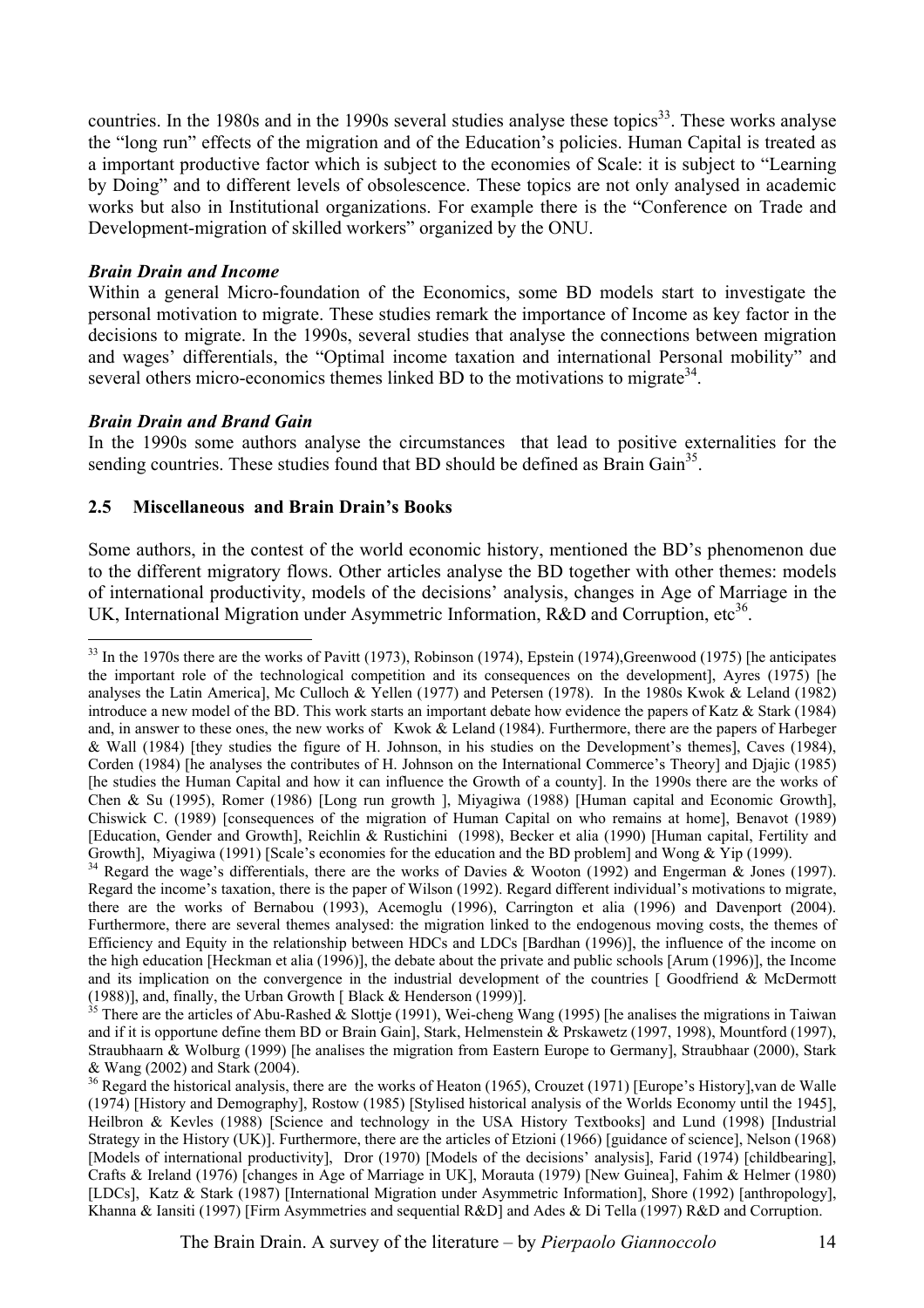countries. In the 1980s and in the 1990s several studies analyse these topics[33]. These works analyse the "long run" effects of the migration and of the Education's policies. Human Capital is treated as a important productive factor which is subject to the economies of Scale: it is subject to "Learning by Doing" and to different levels of obsolescence. These topics are not only analysed in academic works but also in Institutional organizations. For example there is the "Conference on Trade and Development-migration of skilled workers" organized by the ONU.

***Brain Drain and Income***

Within a general Micro-foundation of the Economics, some BD models start to investigate the personal motivation to migrate. These studies remark the importance of Income as key factor in the decisions to migrate. In the 1990s, several studies that analyse the connections between migration and wages' differentials, the "Optimal income taxation and international Personal mobility" and several others micro-economics themes linked BD to the motivations to migrate[34].

***Brain Drain and Brand Gain***

In the 1990s some authors analyse the circumstances that lead to positive externalities for the sending countries. These studies found that BD should be defined as Brain Gain[35].

### 2.5 Miscellaneous and Brain Drain's Books

Some authors, in the contest of the world economic history, mentioned the BD's phenomenon due to the different migratory flows. Other articles analyse the BD together with other themes: models of international productivity, models of the decisions' analysis, changes in Age of Marriage in the UK, International Migration under Asymmetric Information, R&D and Corruption, etc[36].

---

[33] In the 1970s there are the works of Pavitt (1973), Robinson (1974), Epstein (1974),Greenwood (1975) [he anticipates the important role of the technological competition and its consequences on the development], Ayres (1975) [he analyses the Latin America], Mc Culloch & Yellen (1977) and Petersen (1978). In the 1980s Kwok & Leland (1982) introduce a new model of the BD. This work starts an important debate how evidence the papers of Katz & Stark (1984) and, in answer to these ones, the new works of Kwok & Leland (1984). Furthermore, there are the papers of Harbeger & Wall (1984) [they studies the figure of H. Johnson, in his studies on the Development's themes], Caves (1984), Corden (1984) [he analyses the contributes of H. Johnson on the International Commerce's Theory] and Djajic (1985) [he studies the Human Capital and how it can influence the Growth of a county]. In the 1990s there are the works of Chen & Su (1995), Romer (1986) [Long run growth ], Miyagiwa (1988) [Human capital and Economic Growth], Chiswick C. (1989) [consequences of the migration of Human Capital on who remains at home], Benavot (1989) [Education, Gender and Growth], Reichlin & Rustichini (1998), Becker et alia (1990) [Human capital, Fertility and Growth], Miyagiwa (1991) [Scale's economies for the education and the BD problem] and Wong & Yip (1999).

[34] Regard the wage's differentials, there are the works of Davies & Wooton (1992) and Engerman & Jones (1997). Regard the income's taxation, there is the paper of Wilson (1992). Regard different individual's motivations to migrate, there are the works of Bernabou (1993), Acemoglu (1996), Carrington et alia (1996) and Davenport (2004). Furthermore, there are several themes analysed: the migration linked to the endogenous moving costs, the themes of Efficiency and Equity in the relationship between HDCs and LDCs [Bardhan (1996)], the influence of the income on the high education [Heckman et alia (1996)], the debate about the private and public schools [Arum (1996)], the Income and its implication on the convergence in the industrial development of the countries [ Goodfriend & McDermott (1988)], and, finally, the Urban Growth [ Black & Henderson (1999)].

[35] There are the articles of Abu-Rashed & Slottje (1991), Wei-cheng Wang (1995) [he analises the migrations in Taiwan and if it is opportune define them BD or Brain Gain], Stark, Helmenstein & Prskawetz (1997, 1998), Mountford (1997), Straubhaarn & Wolburg (1999) [he analises the migration from Eastern Europe to Germany], Straubhaar (2000), Stark & Wang (2002) and Stark (2004).

[36] Regard the historical analysis, there are the works of Heaton (1965), Crouzet (1971) [Europe's History],van de Walle (1974) [History and Demography], Rostow (1985) [Stylised historical analysis of the Worlds Economy until the 1945], Heilbron & Kevles (1988) [Science and technology in the USA History Textbooks] and Lund (1998) [Industrial Strategy in the History (UK)]. Furthermore, there are the articles of Etzioni (1966) [guidance of science], Nelson (1968) [Models of international productivity], Dror (1970) [Models of the decisions' analysis], Farid (1974) [childbearing], Crafts & Ireland (1976) [changes in Age of Marriage in UK], Morauta (1979) [New Guinea], Fahim & Helmer (1980) [LDCs], Katz & Stark (1987) [International Migration under Asymmetric Information], Shore (1992) [anthropology], Khanna & Iansiti (1997) [Firm Asymmetries and sequential R&D] and Ades & Di Tella (1997) R&D and Corruption.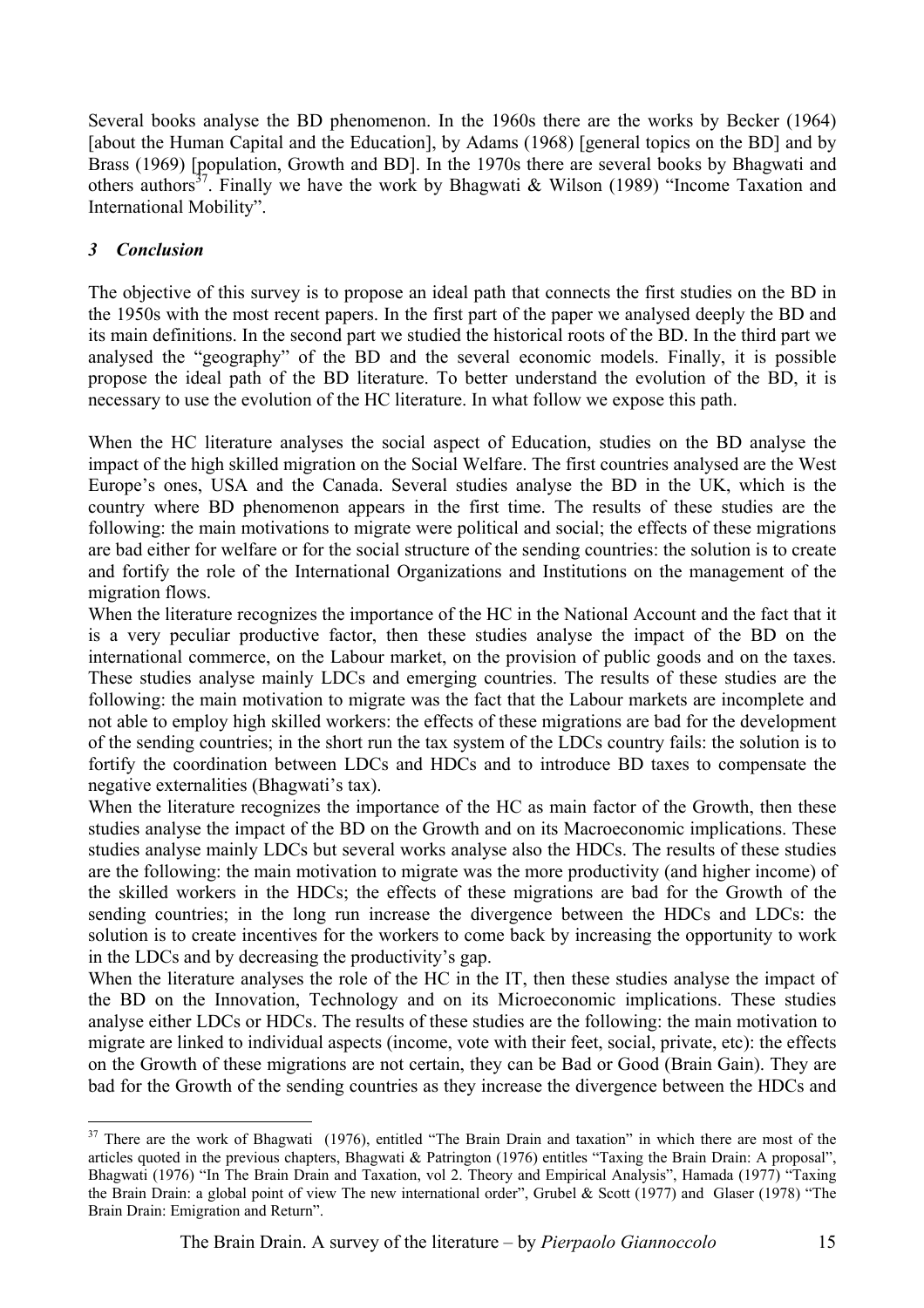Several books analyse the BD phenomenon. In the 1960s there are the works by Becker (1964) [about the Human Capital and the Education], by Adams (1968) [general topics on the BD] and by Brass (1969) [population, Growth and BD]. In the 1970s there are several books by Bhagwati and others authors[37]. Finally we have the work by Bhagwati & Wilson (1989) "Income Taxation and International Mobility".

### *3 Conclusion*

The objective of this survey is to propose an ideal path that connects the first studies on the BD in the 1950s with the most recent papers. In the first part of the paper we analysed deeply the BD and its main definitions. In the second part we studied the historical roots of the BD. In the third part we analysed the "geography" of the BD and the several economic models. Finally, it is possible propose the ideal path of the BD literature. To better understand the evolution of the BD, it is necessary to use the evolution of the HC literature. In what follow we expose this path.

When the HC literature analyses the social aspect of Education, studies on the BD analyse the impact of the high skilled migration on the Social Welfare. The first countries analysed are the West Europe's ones, USA and the Canada. Several studies analyse the BD in the UK, which is the country where BD phenomenon appears in the first time. The results of these studies are the following: the main motivations to migrate were political and social; the effects of these migrations are bad either for welfare or for the social structure of the sending countries: the solution is to create and fortify the role of the International Organizations and Institutions on the management of the migration flows.

When the literature recognizes the importance of the HC in the National Account and the fact that it is a very peculiar productive factor, then these studies analyse the impact of the BD on the international commerce, on the Labour market, on the provision of public goods and on the taxes. These studies analyse mainly LDCs and emerging countries. The results of these studies are the following: the main motivation to migrate was the fact that the Labour markets are incomplete and not able to employ high skilled workers: the effects of these migrations are bad for the development of the sending countries; in the short run the tax system of the LDCs country fails: the solution is to fortify the coordination between LDCs and HDCs and to introduce BD taxes to compensate the negative externalities (Bhagwati's tax).

When the literature recognizes the importance of the HC as main factor of the Growth, then these studies analyse the impact of the BD on the Growth and on its Macroeconomic implications. These studies analyse mainly LDCs but several works analyse also the HDCs. The results of these studies are the following: the main motivation to migrate was the more productivity (and higher income) of the skilled workers in the HDCs; the effects of these migrations are bad for the Growth of the sending countries; in the long run increase the divergence between the HDCs and LDCs: the solution is to create incentives for the workers to come back by increasing the opportunity to work in the LDCs and by decreasing the productivity's gap.

When the literature analyses the role of the HC in the IT, then these studies analyse the impact of the BD on the Innovation, Technology and on its Microeconomic implications. These studies analyse either LDCs or HDCs. The results of these studies are the following: the main motivation to migrate are linked to individual aspects (income, vote with their feet, social, private, etc): the effects on the Growth of these migrations are not certain, they can be Bad or Good (Brain Gain). They are bad for the Growth of the sending countries as they increase the divergence between the HDCs and

---

[37] There are the work of Bhagwati (1976), entitled "The Brain Drain and taxation" in which there are most of the articles quoted in the previous chapters, Bhagwati & Patrington (1976) entitles "Taxing the Brain Drain: A proposal", Bhagwati (1976) "In The Brain Drain and Taxation, vol 2. Theory and Empirical Analysis", Hamada (1977) "Taxing the Brain Drain: a global point of view The new international order", Grubel & Scott (1977) and Glaser (1978) "The Brain Drain: Emigration and Return".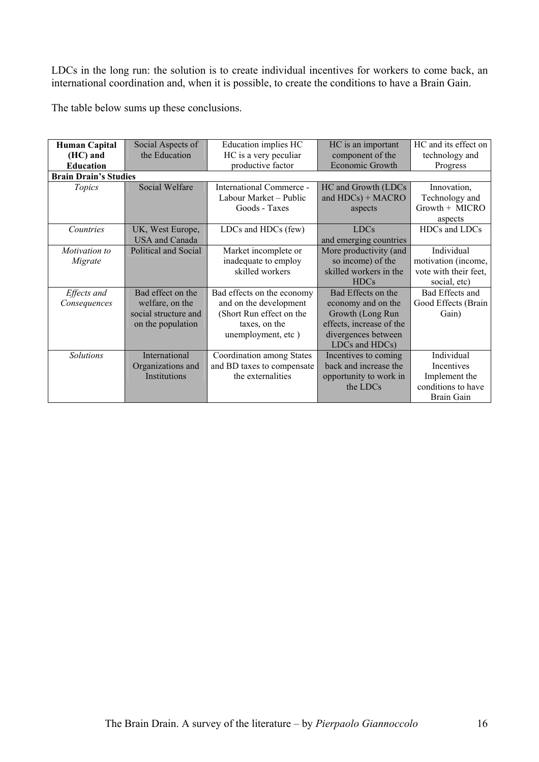LDCs in the long run: the solution is to create individual incentives for workers to come back, an international coordination and, when it is possible, to create the conditions to have a Brain Gain.

The table below sums up these conclusions.

| **Human Capital (HC) and Education** | Social Aspects of the Education | Education implies HC HC is a very peculiar productive factor | HC is an important component of the Economic Growth | HC and its effect on technology and Progress |
|---|---|---|---|---|
| **Brain Drain's Studies** | | | | |
| *Topics* | Social Welfare | International Commerce - Labour Market – Public Goods - Taxes | HC and Growth (LDCs and HDCs) + MACRO aspects | Innovation, Technology and Growth + MICRO aspects |
| *Countries* | UK, West Europe, USA and Canada | LDCs and HDCs (few) | LDCs and emerging countries | HDCs and LDCs |
| *Motivation to Migrate* | Political and Social | Market incomplete or inadequate to employ skilled workers | More productivity (and so income) of the skilled workers in the HDCs | Individual motivation (income, vote with their feet, social, etc) |
| *Effects and Consequences* | Bad effect on the welfare, on the social structure and on the population | Bad effects on the economy and on the development (Short Run effect on the taxes, on the unemployment, etc ) | Bad Effects on the economy and on the Growth (Long Run effects, increase of the divergences between LDCs and HDCs) | Bad Effects and Good Effects (Brain Gain) |
| *Solutions* | International Organizations and Institutions | Coordination among States and BD taxes to compensate the externalities | Incentives to coming back and increase the opportunity to work in the LDCs | Individual Incentives Implement the conditions to have Brain Gain |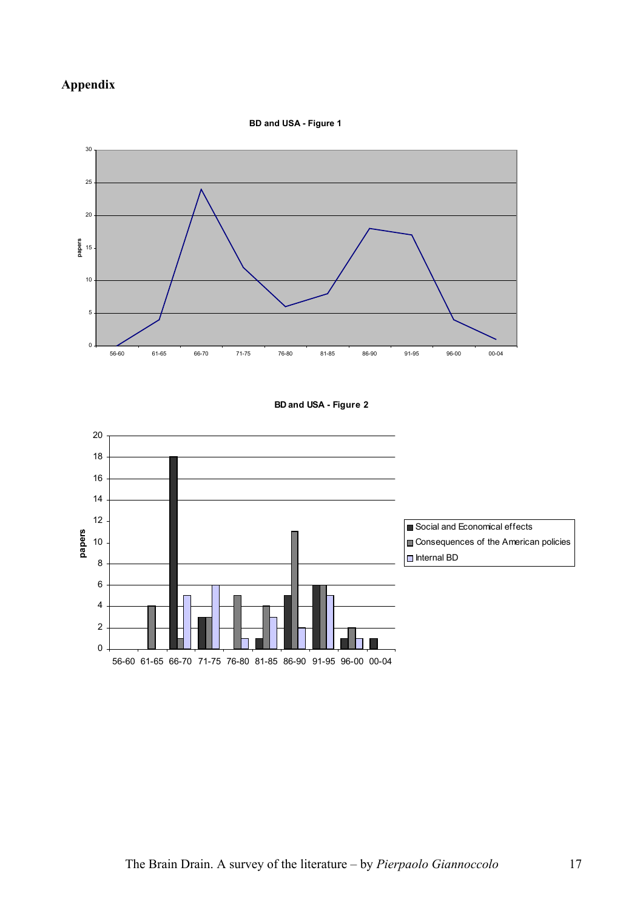## Appendix

**BD and USA - Figure 1**

**BD and USA - Figure 2**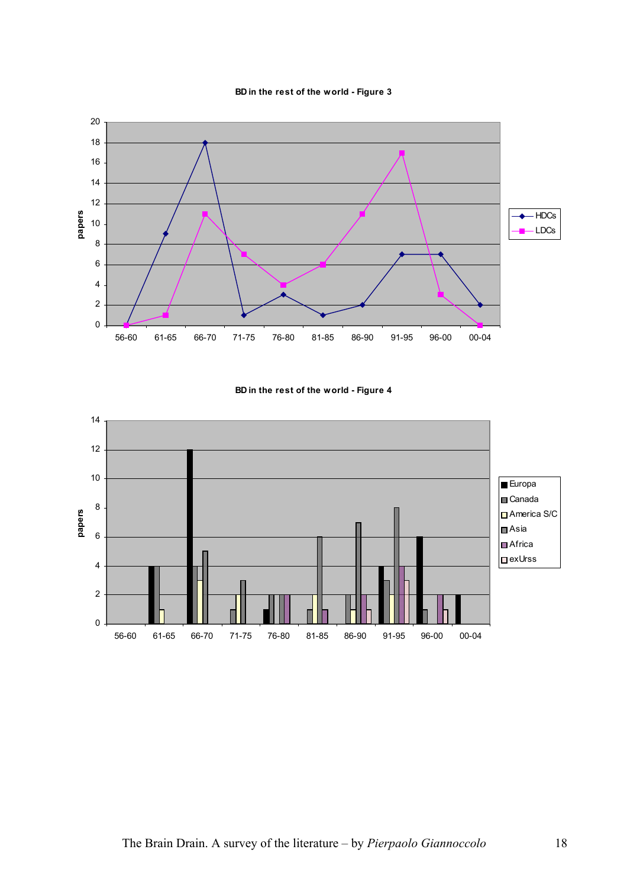**BD in the rest of the world - Figure 3**

**BD in the rest of the world - Figure 4**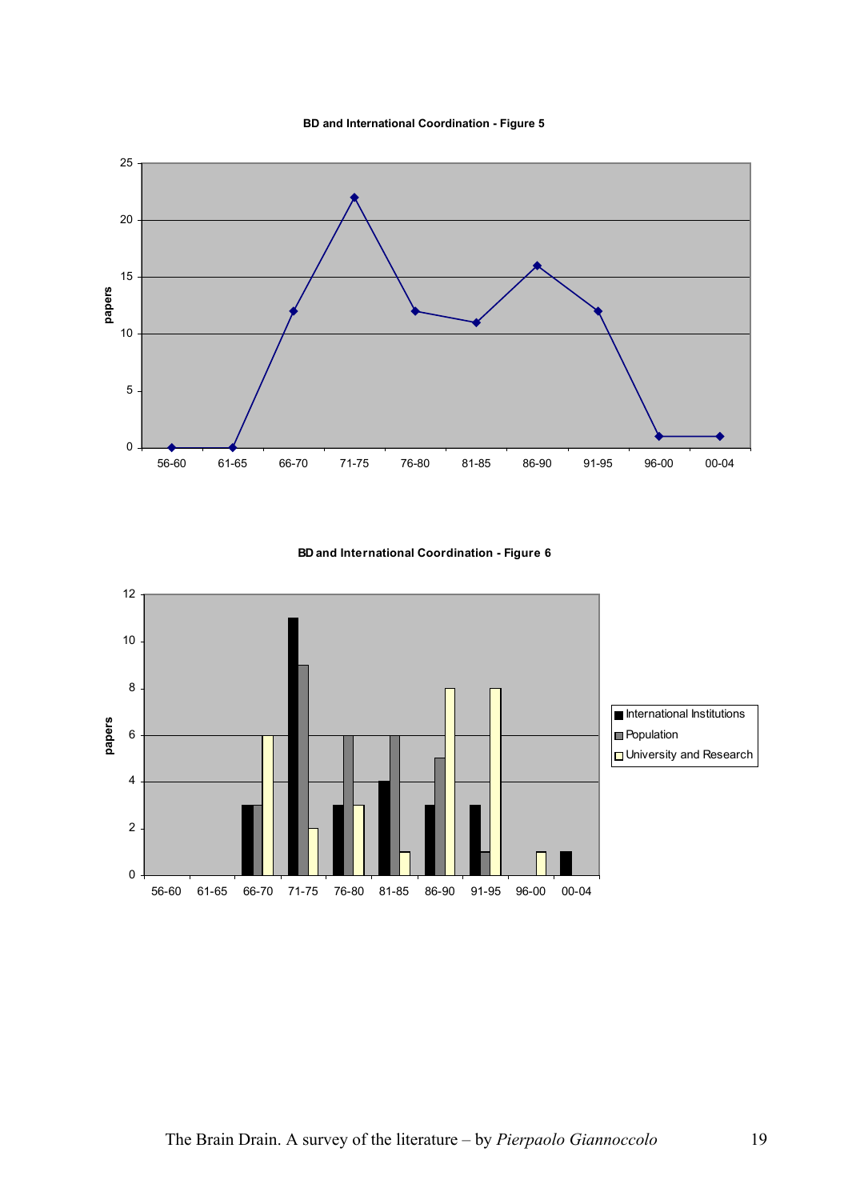**BD and International Coordination - Figure 5**

**BD and International Coordination - Figure 6**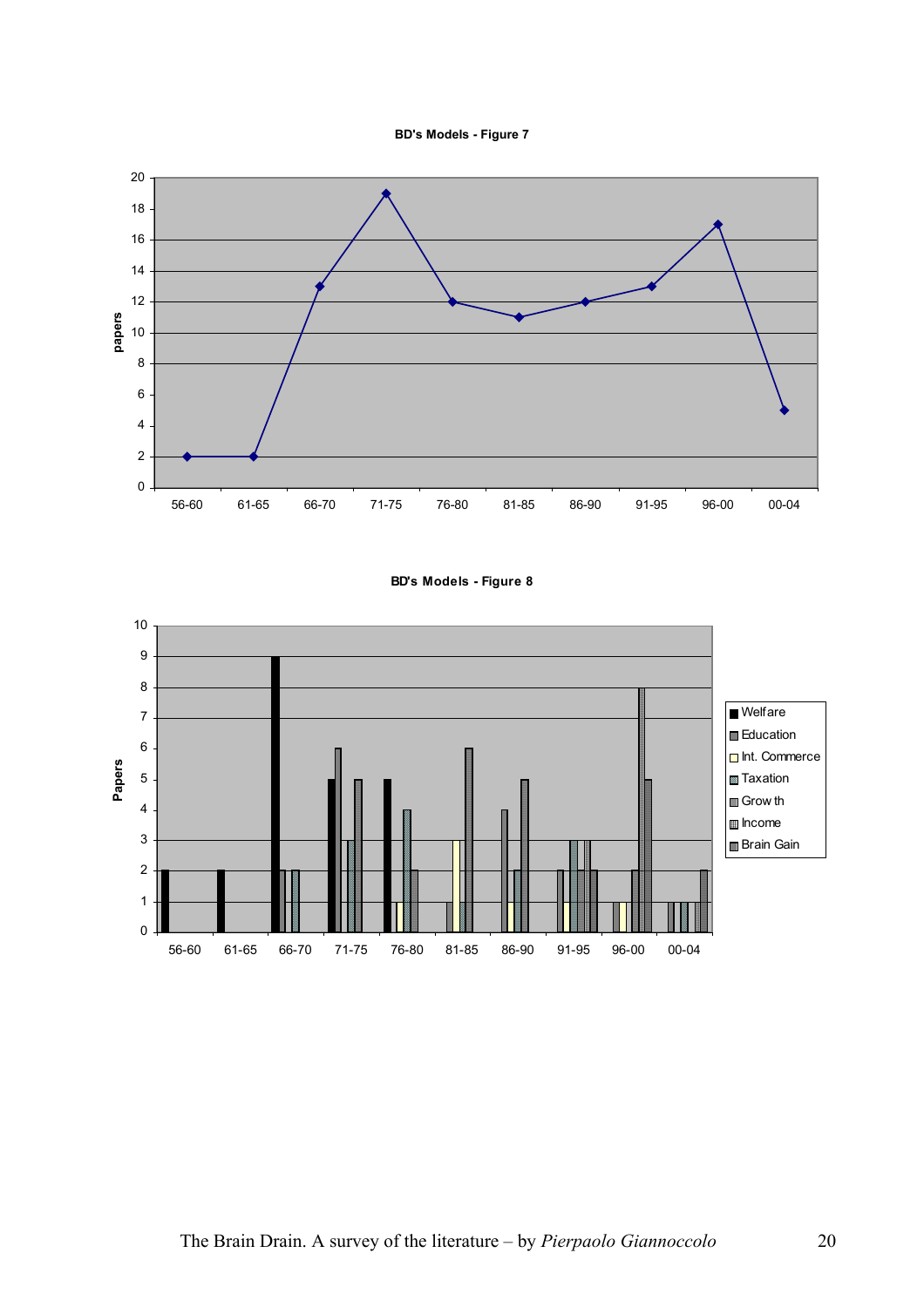**BD's Models - Figure 7**

**BD's Models - Figure 8**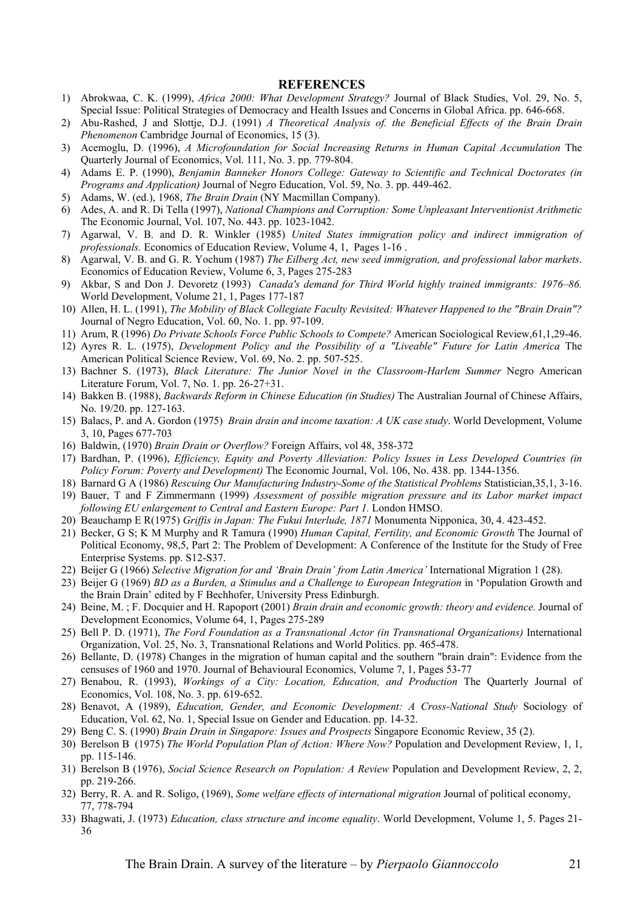## REFERENCES

1) Abrokwaa, C. K. (1999), *Africa 2000: What Development Strategy?* Journal of Black Studies, Vol. 29, No. 5, Special Issue: Political Strategies of Democracy and Health Issues and Concerns in Global Africa. pp. 646-668.
2) Abu-Rashed, J and Slottje, D.J. (1991) *A Theoretical Analysis of. the Beneficial Effects of the Brain Drain Phenomenon* Cambridge Journal of Economics, 15 (3).
3) Acemoglu, D. (1996), *A Microfoundation for Social Increasing Returns in Human Capital Accumulation* The Quarterly Journal of Economics, Vol. 111, No. 3. pp. 779-804.
4) Adams E. P. (1990), *Benjamin Banneker Honors College: Gateway to Scientific and Technical Doctorates (in Programs and Application)* Journal of Negro Education, Vol. 59, No. 3. pp. 449-462.
5) Adams, W. (ed.), 1968, *The Brain Drain* (NY Macmillan Company).
6) Ades, A. and R. Di Tella (1997), *National Champions and Corruption: Some Unpleasant Interventionist Arithmetic* The Economic Journal, Vol. 107, No. 443. pp. 1023-1042.
7) Agarwal, V. B. and D. R. Winkler (1985) *United States immigration policy and indirect immigration of professionals.* Economics of Education Review, Volume 4, 1, Pages 1-16 .
8) Agarwal, V. B. and G. R. Yochum (1987) *The Eilberg Act, new seed immigration, and professional labor markets*. Economics of Education Review, Volume 6, 3, Pages 275-283
9) Akbar, S and Don J. Devoretz (1993) *Canada's demand for Third World highly trained immigrants: 1976–86.* World Development, Volume 21, 1, Pages 177-187
10) Allen, H. L. (1991), *The Mobility of Black Collegiate Faculty Revisited: Whatever Happened to the "Brain Drain"?* Journal of Negro Education, Vol. 60, No. 1. pp. 97-109.
11) Arum, R (1996) *Do Private Schools Force Public Schools to Compete?* American Sociological Review,61,1,29-46.
12) Ayres R. L. (1975), *Development Policy and the Possibility of a "Liveable" Future for Latin America* The American Political Science Review, Vol. 69, No. 2. pp. 507-525.
13) Bachner S. (1973), *Black Literature: The Junior Novel in the Classroom-Harlem Summer* Negro American Literature Forum, Vol. 7, No. 1. pp. 26-27+31.
14) Bakken B. (1988), *Backwards Reform in Chinese Education (in Studies)* The Australian Journal of Chinese Affairs, No. 19/20. pp. 127-163.
15) Balacs, P. and A. Gordon (1975) *Brain drain and income taxation: A UK case study*. World Development, Volume 3, 10, Pages 677-703
16) Baldwin, (1970) *Brain Drain or Overflow?* Foreign Affairs, vol 48, 358-372
17) Bardhan, P. (1996), *Efficiency, Equity and Poverty Alleviation: Policy Issues in Less Developed Countries (in Policy Forum: Poverty and Development)* The Economic Journal, Vol. 106, No. 438. pp. 1344-1356.
18) Barnard G A (1986) *Rescuing Our Manufacturing Industry-Some of the Statistical Problems* Statistician,35,1, 3-16.
19) Bauer, T and F Zimmermann (1999) *Assessment of possible migration pressure and its Labor market impact following EU enlargement to Central and Eastern Europe: Part 1.* London HMSO.
20) Beauchamp E R(1975) *Griffis in Japan: The Fukui Interlude, 1871* Monumenta Nipponica, 30, 4. 423-452.
21) Becker, G S; K M Murphy and R Tamura (1990) *Human Capital, Fertility, and Economic Growth* The Journal of Political Economy, 98,5, Part 2: The Problem of Development: A Conference of the Institute for the Study of Free Enterprise Systems. pp. S12-S37.
22) Beijer G (1966) *Selective Migration for and 'Brain Drain' from Latin America'* International Migration 1 (28).
23) Beijer G (1969) *BD as a Burden, a Stimulus and a Challenge to European Integration* in 'Population Growth and the Brain Drain' edited by F Bechhofer, University Press Edinburgh.
24) Beine, M. ; F. Docquier and H. Rapoport (2001) *Brain drain and economic growth: theory and evidence.* Journal of Development Economics, Volume 64, 1, Pages 275-289
25) Bell P. D. (1971), *The Ford Foundation as a Transnational Actor (in Transnational Organizations)* International Organization, Vol. 25, No. 3, Transnational Relations and World Politics. pp. 465-478.
26) Bellante, D. (1978) Changes in the migration of human capital and the southern "brain drain": Evidence from the censuses of 1960 and 1970. Journal of Behavioural Economics, Volume 7, 1, Pages 53-77
27) Benabou, R. (1993), *Workings of a City: Location, Education, and Production* The Quarterly Journal of Economics, Vol. 108, No. 3. pp. 619-652.
28) Benavot, A (1989), *Education, Gender, and Economic Development: A Cross-National Study* Sociology of Education, Vol. 62, No. 1, Special Issue on Gender and Education. pp. 14-32.
29) Beng C. S. (1990) *Brain Drain in Singapore: Issues and Prospects* Singapore Economic Review, 35 (2).
30) Berelson B (1975) *The World Population Plan of Action: Where Now?* Population and Development Review, 1, 1, pp. 115-146.
31) Berelson B (1976), *Social Science Research on Population: A Review* Population and Development Review, 2, 2, pp. 219-266.
32) Berry, R. A. and R. Soligo, (1969), *Some welfare effects of international migration* Journal of political economy, 77, 778-794
33) Bhagwati, J. (1973) *Education, class structure and income equality*. World Development, Volume 1, 5. Pages 21-36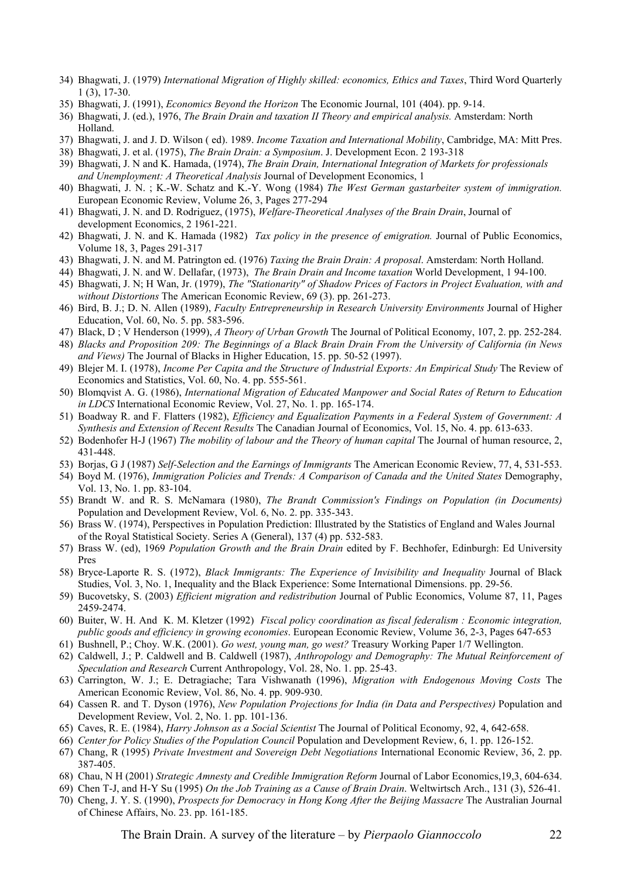34) Bhagwati, J. (1979) *International Migration of Highly skilled: economics, Ethics and Taxes*, Third Word Quarterly 1 (3), 17-30.
35) Bhagwati, J. (1991), *Economics Beyond the Horizon* The Economic Journal, 101 (404). pp. 9-14.
36) Bhagwati, J. (ed.), 1976, *The Brain Drain and taxation II Theory and empirical analysis.* Amsterdam: North Holland.
37) Bhagwati, J. and J. D. Wilson ( ed). 1989. *Income Taxation and International Mobility*, Cambridge, MA: Mitt Pres.
38) Bhagwati, J. et al. (1975), *The Brain Drain: a Symposium*. J. Development Econ. 2 193-318
39) Bhagwati, J. N and K. Hamada, (1974), *The Brain Drain, International Integration of Markets for professionals and Unemployment: A Theoretical Analysis* Journal of Development Economics, 1
40) Bhagwati, J. N. ; K.-W. Schatz and K.-Y. Wong (1984) *The West German gastarbeiter system of immigration.* European Economic Review, Volume 26, 3, Pages 277-294
41) Bhagwati, J. N. and D. Rodriguez, (1975), *Welfare-Theoretical Analyses of the Brain Drain*, Journal of development Economics, 2 1961-221.
42) Bhagwati, J. N. and K. Hamada (1982) *Tax policy in the presence of emigration.* Journal of Public Economics, Volume 18, 3, Pages 291-317
43) Bhagwati, J. N. and M. Patrington ed. (1976) *Taxing the Brain Drain: A proposal*. Amsterdam: North Holland.
44) Bhagwati, J. N. and W. Dellafar, (1973), *The Brain Drain and Income taxation* World Development, 1 94-100.
45) Bhagwati, J. N; H Wan, Jr. (1979), *The "Stationarity" of Shadow Prices of Factors in Project Evaluation, with and without Distortions* The American Economic Review, 69 (3). pp. 261-273.
46) Bird, B. J.; D. N. Allen (1989), *Faculty Entrepreneurship in Research University Environments* Journal of Higher Education, Vol. 60, No. 5. pp. 583-596.
47) Black, D ; V Henderson (1999), *A Theory of Urban Growth* The Journal of Political Economy, 107, 2. pp. 252-284.
48) *Blacks and Proposition 209: The Beginnings of a Black Brain Drain From the University of California (in News and Views)* The Journal of Blacks in Higher Education, 15. pp. 50-52 (1997).
49) Blejer M. I. (1978), *Income Per Capita and the Structure of Industrial Exports: An Empirical Study* The Review of Economics and Statistics, Vol. 60, No. 4. pp. 555-561.
50) Blomqvist A. G. (1986), *International Migration of Educated Manpower and Social Rates of Return to Education in LDCS* International Economic Review, Vol. 27, No. 1. pp. 165-174.
51) Boadway R. and F. Flatters (1982), *Efficiency and Equalization Payments in a Federal System of Government: A Synthesis and Extension of Recent Results* The Canadian Journal of Economics, Vol. 15, No. 4. pp. 613-633.
52) Bodenhofer H-J (1967) *The mobility of labour and the Theory of human capital* The Journal of human resource, 2, 431-448.
53) Borjas, G J (1987) *Self-Selection and the Earnings of Immigrants* The American Economic Review, 77, 4, 531-553.
54) Boyd M. (1976), *Immigration Policies and Trends: A Comparison of Canada and the United States* Demography, Vol. 13, No. 1. pp. 83-104.
55) Brandt W. and R. S. McNamara (1980), *The Brandt Commission's Findings on Population (in Documents)* Population and Development Review, Vol. 6, No. 2. pp. 335-343.
56) Brass W. (1974), Perspectives in Population Prediction: Illustrated by the Statistics of England and Wales Journal of the Royal Statistical Society. Series A (General), 137 (4) pp. 532-583.
57) Brass W. (ed), 1969 *Population Growth and the Brain Drain* edited by F. Bechhofer, Edinburgh: Ed University Pres
58) Bryce-Laporte R. S. (1972), *Black Immigrants: The Experience of Invisibility and Inequality* Journal of Black Studies, Vol. 3, No. 1, Inequality and the Black Experience: Some International Dimensions. pp. 29-56.
59) Bucovetsky, S. (2003) *Efficient migration and redistribution* Journal of Public Economics, Volume 87, 11, Pages 2459-2474.
60) Buiter, W. H. And K. M. Kletzer (1992) *Fiscal policy coordination as fiscal federalism : Economic integration, public goods and efficiency in growing economies*. European Economic Review, Volume 36, 2-3, Pages 647-653
61) Bushnell, P.; Choy. W.K. (2001). *Go west, young man, go west?* Treasury Working Paper 1/7 Wellington.
62) Caldwell, J.; P. Caldwell and B. Caldwell (1987), *Anthropology and Demography: The Mutual Reinforcement of Speculation and Research* Current Anthropology, Vol. 28, No. 1. pp. 25-43.
63) Carrington, W. J.; E. Detragiache; Tara Vishwanath (1996), *Migration with Endogenous Moving Costs* The American Economic Review, Vol. 86, No. 4. pp. 909-930.
64) Cassen R. and T. Dyson (1976), *New Population Projections for India (in Data and Perspectives)* Population and Development Review, Vol. 2, No. 1. pp. 101-136.
65) Caves, R. E. (1984), *Harry Johnson as a Social Scientist* The Journal of Political Economy, 92, 4, 642-658.
66) *Center for Policy Studies of the Population Council* Population and Development Review, 6, 1. pp. 126-152.
67) Chang, R (1995) *Private Investment and Sovereign Debt Negotiations* International Economic Review, 36, 2. pp. 387-405.
68) Chau, N H (2001) *Strategic Amnesty and Credible Immigration Reform* Journal of Labor Economics,19,3, 604-634.
69) Chen T-J, and H-Y Su (1995) *On the Job Training as a Cause of Brain Drain*. Weltwirtsch Arch., 131 (3), 526-41.
70) Cheng, J. Y. S. (1990), *Prospects for Democracy in Hong Kong After the Beijing Massacre* The Australian Journal of Chinese Affairs, No. 23. pp. 161-185.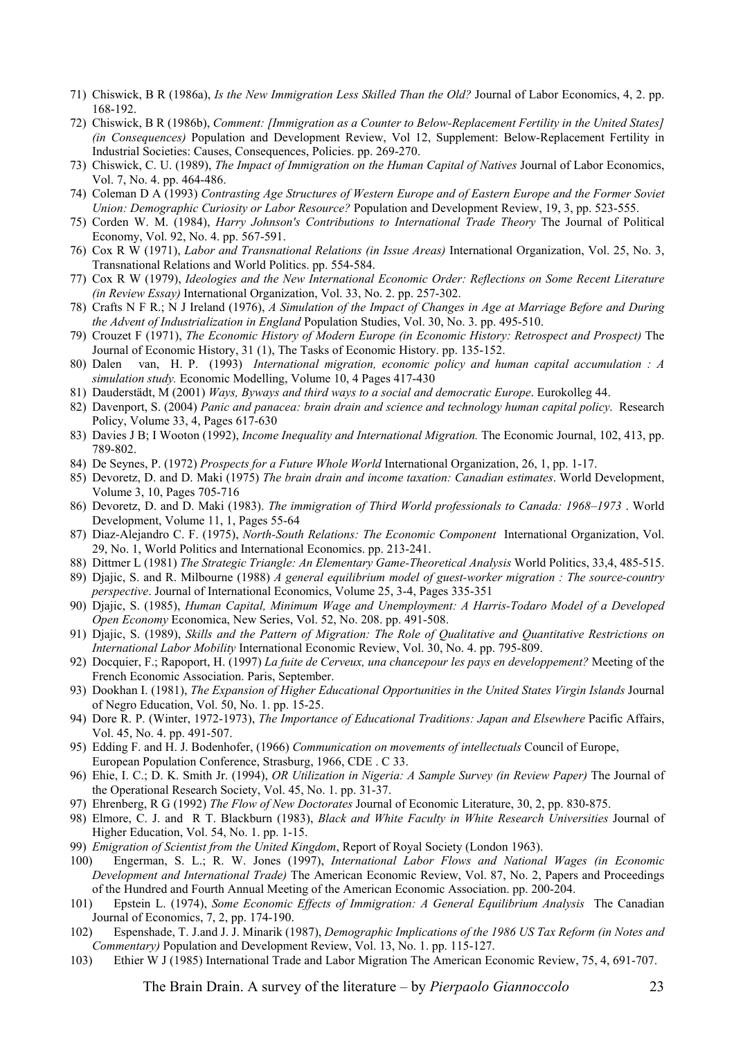71) Chiswick, B R (1986a), *Is the New Immigration Less Skilled Than the Old?* Journal of Labor Economics, 4, 2. pp. 168-192.
72) Chiswick, B R (1986b), *Comment: [Immigration as a Counter to Below-Replacement Fertility in the United States] (in Consequences)* Population and Development Review, Vol 12, Supplement: Below-Replacement Fertility in Industrial Societies: Causes, Consequences, Policies. pp. 269-270.
73) Chiswick, C. U. (1989), *The Impact of Immigration on the Human Capital of Natives* Journal of Labor Economics, Vol. 7, No. 4. pp. 464-486.
74) Coleman D A (1993) *Contrasting Age Structures of Western Europe and of Eastern Europe and the Former Soviet Union: Demographic Curiosity or Labor Resource?* Population and Development Review, 19, 3, pp. 523-555.
75) Corden W. M. (1984), *Harry Johnson's Contributions to International Trade Theory* The Journal of Political Economy, Vol. 92, No. 4. pp. 567-591.
76) Cox R W (1971), *Labor and Transnational Relations (in Issue Areas)* International Organization, Vol. 25, No. 3, Transnational Relations and World Politics. pp. 554-584.
77) Cox R W (1979), *Ideologies and the New International Economic Order: Reflections on Some Recent Literature (in Review Essay)* International Organization, Vol. 33, No. 2. pp. 257-302.
78) Crafts N F R.; N J Ireland (1976), *A Simulation of the Impact of Changes in Age at Marriage Before and During the Advent of Industrialization in England* Population Studies, Vol. 30, No. 3. pp. 495-510.
79) Crouzet F (1971), *The Economic History of Modern Europe (in Economic History: Retrospect and Prospect)* The Journal of Economic History, 31 (1), The Tasks of Economic History. pp. 135-152.
80) Dalen van, H. P. (1993) *International migration, economic policy and human capital accumulation : A simulation study.* Economic Modelling, Volume 10, 4 Pages 417-430
81) Dauderstädt, M (2001) *Ways, Byways and third ways to a social and democratic Europe*. Eurokolleg 44.
82) Davenport, S. (2004) *Panic and panacea: brain drain and science and technology human capital policy*. Research Policy, Volume 33, 4, Pages 617-630
83) Davies J B; I Wooton (1992), *Income Inequality and International Migration.* The Economic Journal, 102, 413, pp. 789-802.
84) De Seynes, P. (1972) *Prospects for a Future Whole World* International Organization, 26, 1, pp. 1-17.
85) Devoretz, D. and D. Maki (1975) *The brain drain and income taxation: Canadian estimates*. World Development, Volume 3, 10, Pages 705-716
86) Devoretz, D. and D. Maki (1983). *The immigration of Third World professionals to Canada: 1968–1973* . World Development, Volume 11, 1, Pages 55-64
87) Diaz-Alejandro C. F. (1975), *North-South Relations: The Economic Component* International Organization, Vol. 29, No. 1, World Politics and International Economics. pp. 213-241.
88) Dittmer L (1981) *The Strategic Triangle: An Elementary Game-Theoretical Analysis* World Politics, 33,4, 485-515.
89) Djajic, S. and R. Milbourne (1988) *A general equilibrium model of guest-worker migration : The source-country perspective*. Journal of International Economics, Volume 25, 3-4, Pages 335-351
90) Djajic, S. (1985), *Human Capital, Minimum Wage and Unemployment: A Harris-Todaro Model of a Developed Open Economy* Economica, New Series, Vol. 52, No. 208. pp. 491-508.
91) Djajic, S. (1989), *Skills and the Pattern of Migration: The Role of Qualitative and Quantitative Restrictions on International Labor Mobility* International Economic Review, Vol. 30, No. 4. pp. 795-809.
92) Docquier, F.; Rapoport, H. (1997) *La fuite de Cerveux, una chancepour les pays en developpement?* Meeting of the French Economic Association. Paris, September.
93) Dookhan I. (1981), *The Expansion of Higher Educational Opportunities in the United States Virgin Islands* Journal of Negro Education, Vol. 50, No. 1. pp. 15-25.
94) Dore R. P. (Winter, 1972-1973), *The Importance of Educational Traditions: Japan and Elsewhere* Pacific Affairs, Vol. 45, No. 4. pp. 491-507.
95) Edding F. and H. J. Bodenhofer, (1966) *Communication on movements of intellectuals* Council of Europe, European Population Conference, Strasburg, 1966, CDE . C 33.
96) Ehie, I. C.; D. K. Smith Jr. (1994), *OR Utilization in Nigeria: A Sample Survey (in Review Paper)* The Journal of the Operational Research Society, Vol. 45, No. 1. pp. 31-37.
97) Ehrenberg, R G (1992) *The Flow of New Doctorates* Journal of Economic Literature, 30, 2, pp. 830-875.
98) Elmore, C. J. and R T. Blackburn (1983), *Black and White Faculty in White Research Universities* Journal of Higher Education, Vol. 54, No. 1. pp. 1-15.
99) *Emigration of Scientist from the United Kingdom*, Report of Royal Society (London 1963).
100) Engerman, S. L.; R. W. Jones (1997), *International Labor Flows and National Wages (in Economic Development and International Trade)* The American Economic Review, Vol. 87, No. 2, Papers and Proceedings of the Hundred and Fourth Annual Meeting of the American Economic Association. pp. 200-204.
101) Epstein L. (1974), *Some Economic Effects of Immigration: A General Equilibrium Analysis* The Canadian Journal of Economics, 7, 2, pp. 174-190.
102) Espenshade, T. J.and J. J. Minarik (1987), *Demographic Implications of the 1986 US Tax Reform (in Notes and Commentary)* Population and Development Review, Vol. 13, No. 1. pp. 115-127.
103) Ethier W J (1985) International Trade and Labor Migration The American Economic Review, 75, 4, 691-707.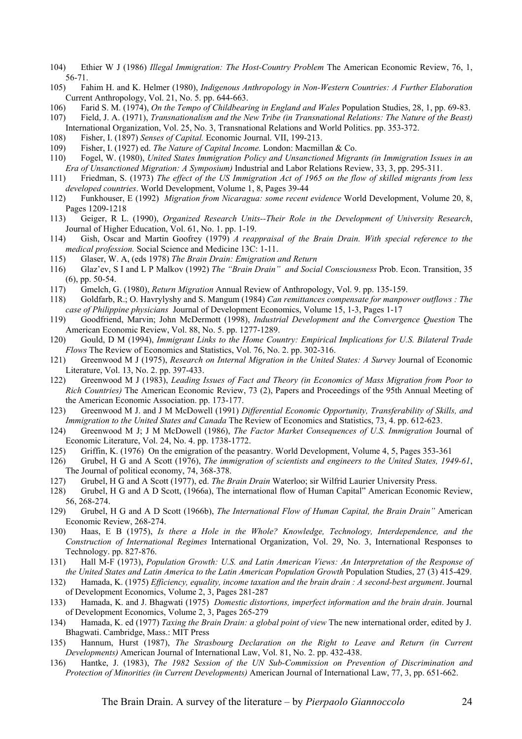104) Ethier W J (1986) *Illegal Immigration: The Host-Country Problem* The American Economic Review, 76, 1, 56-71.

105) Fahim H. and K. Helmer (1980), *Indigenous Anthropology in Non-Western Countries: A Further Elaboration* Current Anthropology, Vol. 21, No. 5. pp. 644-663.

106) Farid S. M. (1974), *On the Tempo of Childbearing in England and Wales* Population Studies, 28, 1, pp. 69-83.

107) Field, J. A. (1971), *Transnationalism and the New Tribe (in Transnational Relations: The Nature of the Beast)* International Organization, Vol. 25, No. 3, Transnational Relations and World Politics. pp. 353-372.

108) Fisher, I. (1897) *Senses of Capital.* Economic Journal. VII, 199-213.

109) Fisher, I. (1927) ed. *The Nature of Capital Income.* London: Macmillan & Co.

110) Fogel, W. (1980), *United States Immigration Policy and Unsanctioned Migrants (in Immigration Issues in an Era of Unsanctioned Migration: A Symposium)* Industrial and Labor Relations Review, 33, 3, pp. 295-311.

111) Friedman, S. (1973) *The effect of the US Immigration Act of 1965 on the flow of skilled migrants from less developed countries*. World Development, Volume 1, 8, Pages 39-44

112) Funkhouser, E (1992) *Migration from Nicaragua: some recent evidence* World Development, Volume 20, 8, Pages 1209-1218

113) Geiger, R L. (1990), *Organized Research Units--Their Role in the Development of University Research*, Journal of Higher Education, Vol. 61, No. 1. pp. 1-19.

114) Gish, Oscar and Martin Goofrey (1979) *A reappraisal of the Brain Drain. With special reference to the medical profession.* Social Science and Medicine 13C: 1-11.

115) Glaser, W. A, (eds 1978) *The Brain Drain: Emigration and Return*

116) Glaz'ev, S I and L P Malkov (1992) *The "Brain Drain" and Social Consciousness* Prob. Econ. Transition, 35 (6), pp. 50-54.

117) Gmelch, G. (1980), *Return Migration* Annual Review of Anthropology, Vol. 9. pp. 135-159.

118) Goldfarb, R.; O. Havrylyshy and S. Mangum (1984) *Can remittances compensate for manpower outflows : The case of Philippine physicians* Journal of Development Economics, Volume 15, 1-3, Pages 1-17

119) Goodfriend, Marvin; John McDermott (1998), *Industrial Development and the Convergence Question* The American Economic Review, Vol. 88, No. 5. pp. 1277-1289.

120) Gould, D M (1994), *Immigrant Links to the Home Country: Empirical Implications for U.S. Bilateral Trade Flows* The Review of Economics and Statistics, Vol. 76, No. 2. pp. 302-316.

121) Greenwood M J (1975), *Research on Internal Migration in the United States: A Survey* Journal of Economic Literature, Vol. 13, No. 2. pp. 397-433.

122) Greenwood M J (1983), *Leading Issues of Fact and Theory (in Economics of Mass Migration from Poor to Rich Countries)* The American Economic Review, 73 (2), Papers and Proceedings of the 95th Annual Meeting of the American Economic Association. pp. 173-177.

123) Greenwood M J. and J M McDowell (1991) *Differential Economic Opportunity, Transferability of Skills, and Immigration to the United States and Canada* The Review of Economics and Statistics, 73, 4. pp. 612-623.

124) Greenwood M J; J M McDowell (1986), *The Factor Market Consequences of U.S. Immigration* Journal of Economic Literature, Vol. 24, No. 4. pp. 1738-1772.

125) Griffin, K. (1976) On the emigration of the peasantry. World Development, Volume 4, 5, Pages 353-361

126) Grubel, H G and A Scott (1976), *The immigration of scientists and engineers to the United States, 1949-61*, The Journal of political economy, 74, 368-378.

127) Grubel, H G and A Scott (1977), ed. *The Brain Drain* Waterloo; sir Wilfrid Laurier University Press.

128) Grubel, H G and A D Scott, (1966a), The international flow of Human Capital" American Economic Review, 56, 268-274.

129) Grubel, H G and A D Scott (1966b), *The International Flow of Human Capital, the Brain Drain"* American Economic Review, 268-274.

130) Haas, E B (1975), *Is there a Hole in the Whole? Knowledge, Technology, Interdependence, and the Construction of International Regimes* International Organization, Vol. 29, No. 3, International Responses to Technology. pp. 827-876.

131) Hall M-F (1973), *Population Growth: U.S. and Latin American Views: An Interpretation of the Response of the United States and Latin America to the Latin American Population Growth* Population Studies, 27 (3) 415-429.

132) Hamada, K. (1975) *Efficiency, equality, income taxation and the brain drain : A second-best argument*. Journal of Development Economics, Volume 2, 3, Pages 281-287

133) Hamada, K. and J. Bhagwati (1975) *Domestic distortions, imperfect information and the brain drain*. Journal of Development Economics, Volume 2, 3, Pages 265-279

134) Hamada, K. ed (1977) *Taxing the Brain Drain: a global point of view* The new international order, edited by J. Bhagwati. Cambridge, Mass.: MIT Press

135) Hannum, Hurst (1987), *The Strasbourg Declaration on the Right to Leave and Return (in Current Developments)* American Journal of International Law, Vol. 81, No. 2. pp. 432-438.

136) Hantke, J. (1983), *The 1982 Session of the UN Sub-Commission on Prevention of Discrimination and Protection of Minorities (in Current Developments)* American Journal of International Law, 77, 3, pp. 651-662.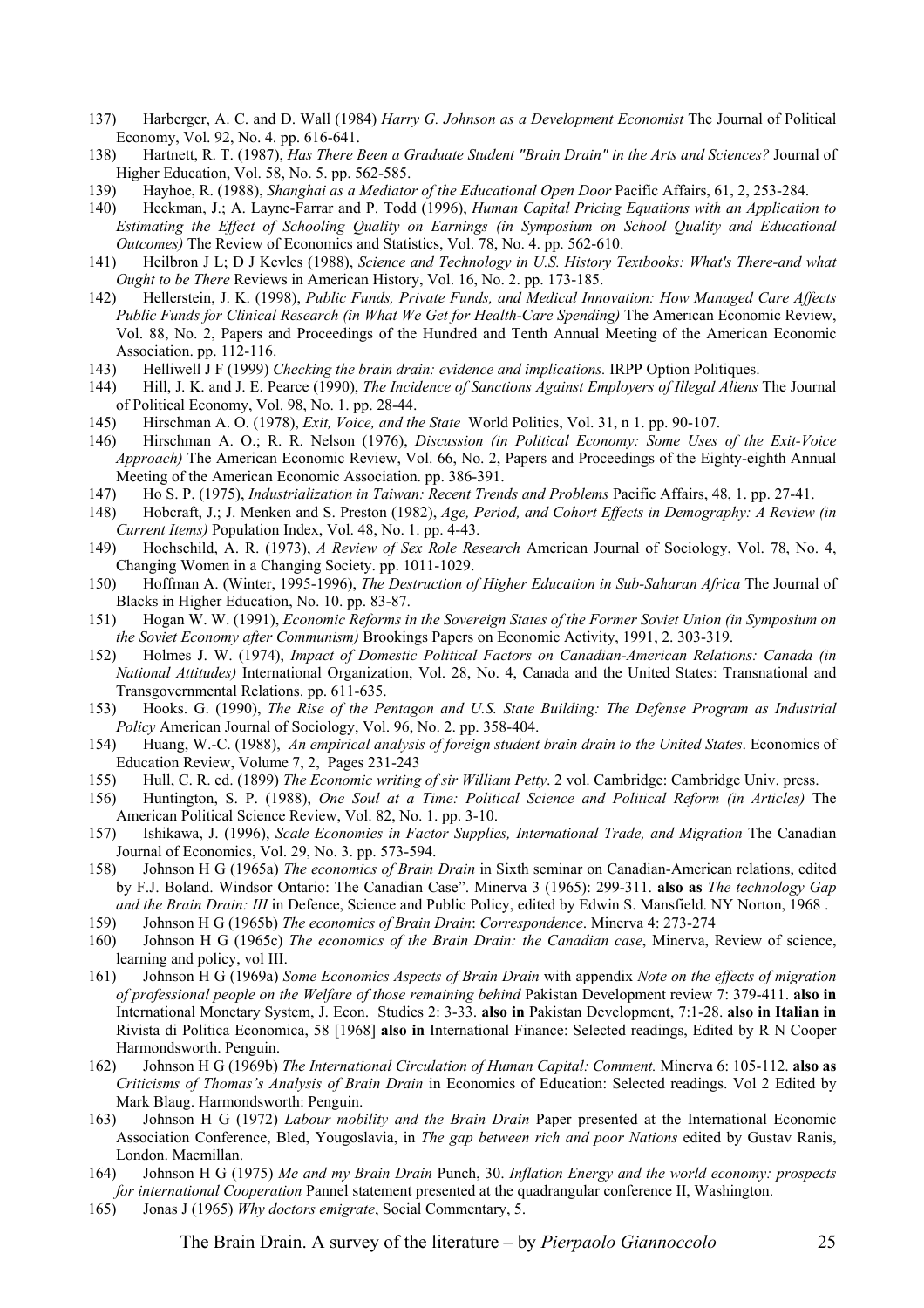137) Harberger, A. C. and D. Wall (1984) *Harry G. Johnson as a Development Economist* The Journal of Political Economy, Vol. 92, No. 4. pp. 616-641.

138) Hartnett, R. T. (1987), *Has There Been a Graduate Student "Brain Drain" in the Arts and Sciences?* Journal of Higher Education, Vol. 58, No. 5. pp. 562-585.

139) Hayhoe, R. (1988), *Shanghai as a Mediator of the Educational Open Door* Pacific Affairs, 61, 2, 253-284.

140) Heckman, J.; A. Layne-Farrar and P. Todd (1996), *Human Capital Pricing Equations with an Application to Estimating the Effect of Schooling Quality on Earnings (in Symposium on School Quality and Educational Outcomes)* The Review of Economics and Statistics, Vol. 78, No. 4. pp. 562-610.

141) Heilbron J L; D J Kevles (1988), *Science and Technology in U.S. History Textbooks: What's There-and what Ought to be There* Reviews in American History, Vol. 16, No. 2. pp. 173-185.

142) Hellerstein, J. K. (1998), *Public Funds, Private Funds, and Medical Innovation: How Managed Care Affects Public Funds for Clinical Research (in What We Get for Health-Care Spending)* The American Economic Review, Vol. 88, No. 2, Papers and Proceedings of the Hundred and Tenth Annual Meeting of the American Economic Association. pp. 112-116.

143) Helliwell J F (1999) *Checking the brain drain: evidence and implications.* IRPP Option Politiques.

144) Hill, J. K. and J. E. Pearce (1990), *The Incidence of Sanctions Against Employers of Illegal Aliens* The Journal of Political Economy, Vol. 98, No. 1. pp. 28-44.

145) Hirschman A. O. (1978), *Exit, Voice, and the State* World Politics, Vol. 31, n 1. pp. 90-107.

146) Hirschman A. O.; R. R. Nelson (1976), *Discussion (in Political Economy: Some Uses of the Exit-Voice Approach)* The American Economic Review, Vol. 66, No. 2, Papers and Proceedings of the Eighty-eighth Annual Meeting of the American Economic Association. pp. 386-391.

147) Ho S. P. (1975), *Industrialization in Taiwan: Recent Trends and Problems* Pacific Affairs, 48, 1. pp. 27-41.

148) Hobcraft, J.; J. Menken and S. Preston (1982), *Age, Period, and Cohort Effects in Demography: A Review (in Current Items)* Population Index, Vol. 48, No. 1. pp. 4-43.

149) Hochschild, A. R. (1973), *A Review of Sex Role Research* American Journal of Sociology, Vol. 78, No. 4, Changing Women in a Changing Society. pp. 1011-1029.

150) Hoffman A. (Winter, 1995-1996), *The Destruction of Higher Education in Sub-Saharan Africa* The Journal of Blacks in Higher Education, No. 10. pp. 83-87.

151) Hogan W. W. (1991), *Economic Reforms in the Sovereign States of the Former Soviet Union (in Symposium on the Soviet Economy after Communism)* Brookings Papers on Economic Activity, 1991, 2. 303-319.

152) Holmes J. W. (1974), *Impact of Domestic Political Factors on Canadian-American Relations: Canada (in National Attitudes)* International Organization, Vol. 28, No. 4, Canada and the United States: Transnational and Transgovernmental Relations. pp. 611-635.

153) Hooks. G. (1990), *The Rise of the Pentagon and U.S. State Building: The Defense Program as Industrial Policy* American Journal of Sociology, Vol. 96, No. 2. pp. 358-404.

154) Huang, W.-C. (1988), *An empirical analysis of foreign student brain drain to the United States*. Economics of Education Review, Volume 7, 2, Pages 231-243

155) Hull, C. R. ed. (1899) *The Economic writing of sir William Petty*. 2 vol. Cambridge: Cambridge Univ. press.

156) Huntington, S. P. (1988), *One Soul at a Time: Political Science and Political Reform (in Articles)* The American Political Science Review, Vol. 82, No. 1. pp. 3-10.

157) Ishikawa, J. (1996), *Scale Economies in Factor Supplies, International Trade, and Migration* The Canadian Journal of Economics, Vol. 29, No. 3. pp. 573-594.

158) Johnson H G (1965a) *The economics of Brain Drain* in Sixth seminar on Canadian-American relations, edited by F.J. Boland. Windsor Ontario: The Canadian Case". Minerva 3 (1965): 299-311. **also as** *The technology Gap and the Brain Drain: III* in Defence, Science and Public Policy, edited by Edwin S. Mansfield. NY Norton, 1968 .

159) Johnson H G (1965b) *The economics of Brain Drain*: *Correspondence*. Minerva 4: 273-274

160) Johnson H G (1965c) *The economics of the Brain Drain: the Canadian case*, Minerva, Review of science, learning and policy, vol III.

161) Johnson H G (1969a) *Some Economics Aspects of Brain Drain* with appendix *Note on the effects of migration of professional people on the Welfare of those remaining behind* Pakistan Development review 7: 379-411. **also in** International Monetary System, J. Econ. Studies 2: 3-33. **also in** Pakistan Development, 7:1-28. **also in Italian in** Rivista di Politica Economica, 58 [1968] **also in** International Finance: Selected readings, Edited by R N Cooper Harmondsworth. Penguin.

162) Johnson H G (1969b) *The International Circulation of Human Capital: Comment.* Minerva 6: 105-112. **also as** *Criticisms of Thomas's Analysis of Brain Drain* in Economics of Education: Selected readings. Vol 2 Edited by Mark Blaug. Harmondsworth: Penguin.

163) Johnson H G (1972) *Labour mobility and the Brain Drain* Paper presented at the International Economic Association Conference, Bled, Yougoslavia, in *The gap between rich and poor Nations* edited by Gustav Ranis, London. Macmillan.

164) Johnson H G (1975) *Me and my Brain Drain* Punch, 30. *Inflation Energy and the world economy: prospects for international Cooperation* Pannel statement presented at the quadrangular conference II, Washington.

165) Jonas J (1965) *Why doctors emigrate*, Social Commentary, 5.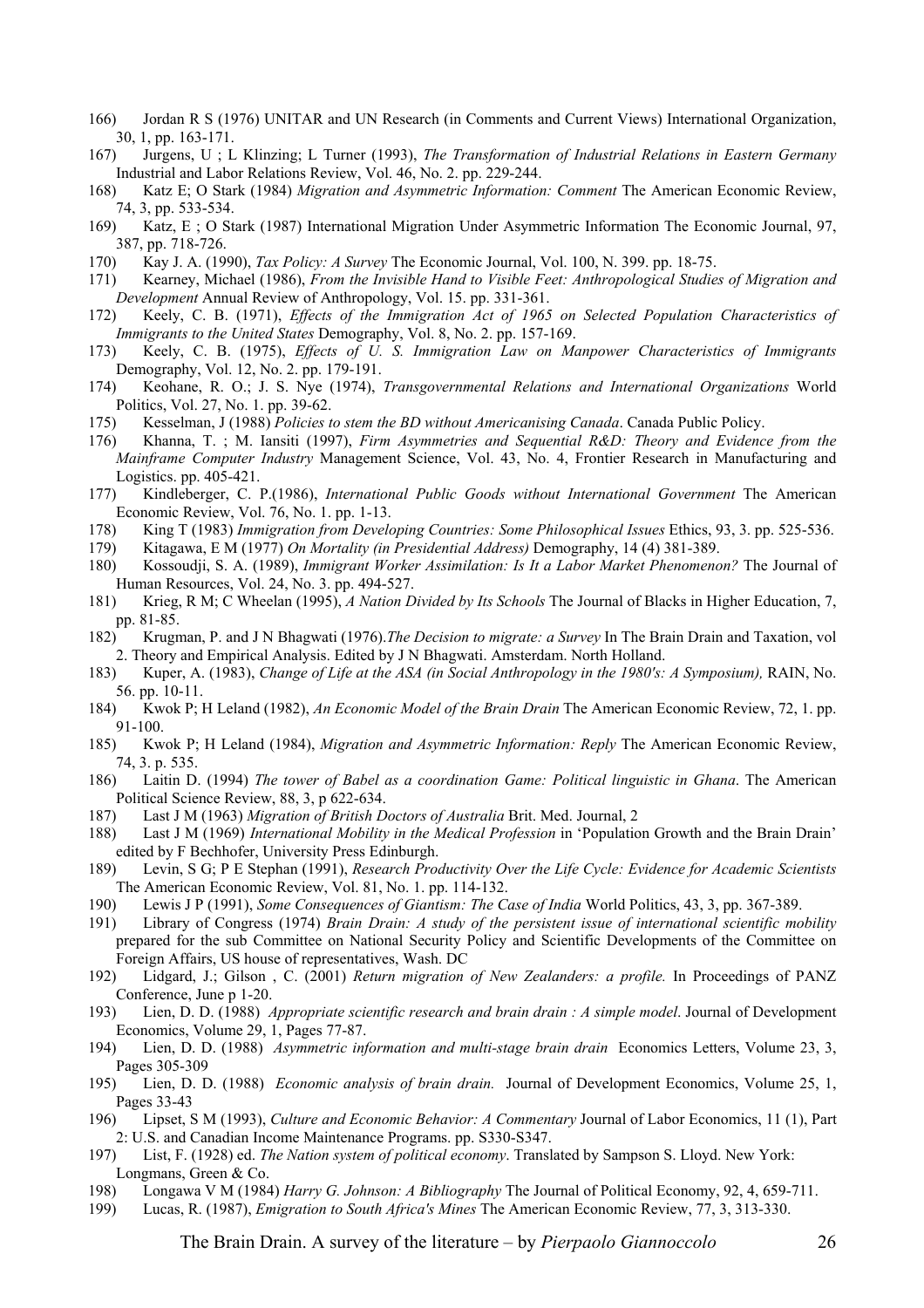166) Jordan R S (1976) UNITAR and UN Research (in Comments and Current Views) International Organization, 30, 1, pp. 163-171.

167) Jurgens, U ; L Klinzing; L Turner (1993), *The Transformation of Industrial Relations in Eastern Germany* Industrial and Labor Relations Review, Vol. 46, No. 2. pp. 229-244.

168) Katz E; O Stark (1984) *Migration and Asymmetric Information: Comment* The American Economic Review, 74, 3, pp. 533-534.

169) Katz, E ; O Stark (1987) International Migration Under Asymmetric Information The Economic Journal, 97, 387, pp. 718-726.

170) Kay J. A. (1990), *Tax Policy: A Survey* The Economic Journal, Vol. 100, N. 399. pp. 18-75.

171) Kearney, Michael (1986), *From the Invisible Hand to Visible Feet: Anthropological Studies of Migration and Development* Annual Review of Anthropology, Vol. 15. pp. 331-361.

172) Keely, C. B. (1971), *Effects of the Immigration Act of 1965 on Selected Population Characteristics of Immigrants to the United States* Demography, Vol. 8, No. 2. pp. 157-169.

173) Keely, C. B. (1975), *Effects of U. S. Immigration Law on Manpower Characteristics of Immigrants* Demography, Vol. 12, No. 2. pp. 179-191.

174) Keohane, R. O.; J. S. Nye (1974), *Transgovernmental Relations and International Organizations* World Politics, Vol. 27, No. 1. pp. 39-62.

175) Kesselman, J (1988) *Policies to stem the BD without Americanising Canada*. Canada Public Policy.

176) Khanna, T. ; M. Iansiti (1997), *Firm Asymmetries and Sequential R&D: Theory and Evidence from the Mainframe Computer Industry* Management Science, Vol. 43, No. 4, Frontier Research in Manufacturing and Logistics. pp. 405-421.

177) Kindleberger, C. P.(1986), *International Public Goods without International Government* The American Economic Review, Vol. 76, No. 1. pp. 1-13.

178) King T (1983) *Immigration from Developing Countries: Some Philosophical Issues* Ethics, 93, 3. pp. 525-536.

179) Kitagawa, E M (1977) *On Mortality (in Presidential Address)* Demography, 14 (4) 381-389.

180) Kossoudji, S. A. (1989), *Immigrant Worker Assimilation: Is It a Labor Market Phenomenon?* The Journal of Human Resources, Vol. 24, No. 3. pp. 494-527.

181) Krieg, R M; C Wheelan (1995), *A Nation Divided by Its Schools* The Journal of Blacks in Higher Education, 7, pp. 81-85.

182) Krugman, P. and J N Bhagwati (1976).*The Decision to migrate: a Survey* In The Brain Drain and Taxation, vol 2. Theory and Empirical Analysis. Edited by J N Bhagwati. Amsterdam. North Holland.

183) Kuper, A. (1983), *Change of Life at the ASA (in Social Anthropology in the 1980's: A Symposium),* RAIN, No. 56. pp. 10-11.

184) Kwok P; H Leland (1982), *An Economic Model of the Brain Drain* The American Economic Review, 72, 1. pp. 91-100.

185) Kwok P; H Leland (1984), *Migration and Asymmetric Information: Reply* The American Economic Review, 74, 3. p. 535.

186) Laitin D. (1994) *The tower of Babel as a coordination Game: Political linguistic in Ghana*. The American Political Science Review, 88, 3, p 622-634.

187) Last J M (1963) *Migration of British Doctors of Australia* Brit. Med. Journal, 2

188) Last J M (1969) *International Mobility in the Medical Profession* in 'Population Growth and the Brain Drain' edited by F Bechhofer, University Press Edinburgh.

189) Levin, S G; P E Stephan (1991), *Research Productivity Over the Life Cycle: Evidence for Academic Scientists* The American Economic Review, Vol. 81, No. 1. pp. 114-132.

190) Lewis J P (1991), *Some Consequences of Giantism: The Case of India* World Politics, 43, 3, pp. 367-389.

191) Library of Congress (1974) *Brain Drain: A study of the persistent issue of international scientific mobility* prepared for the sub Committee on National Security Policy and Scientific Developments of the Committee on Foreign Affairs, US house of representatives, Wash. DC

192) Lidgard, J.; Gilson , C. (2001) *Return migration of New Zealanders: a profile.* In Proceedings of PANZ Conference, June p 1-20.

193) Lien, D. D. (1988) *Appropriate scientific research and brain drain : A simple model*. Journal of Development Economics, Volume 29, 1, Pages 77-87.

194) Lien, D. D. (1988) *Asymmetric information and multi-stage brain drain* Economics Letters, Volume 23, 3, Pages 305-309

195) Lien, D. D. (1988) *Economic analysis of brain drain.* Journal of Development Economics, Volume 25, 1, Pages 33-43

196) Lipset, S M (1993), *Culture and Economic Behavior: A Commentary* Journal of Labor Economics, 11 (1), Part 2: U.S. and Canadian Income Maintenance Programs. pp. S330-S347.

197) List, F. (1928) ed. *The Nation system of political economy*. Translated by Sampson S. Lloyd. New York: Longmans, Green & Co.

198) Longawa V M (1984) *Harry G. Johnson: A Bibliography* The Journal of Political Economy, 92, 4, 659-711.

199) Lucas, R. (1987), *Emigration to South Africa's Mines* The American Economic Review, 77, 3, 313-330.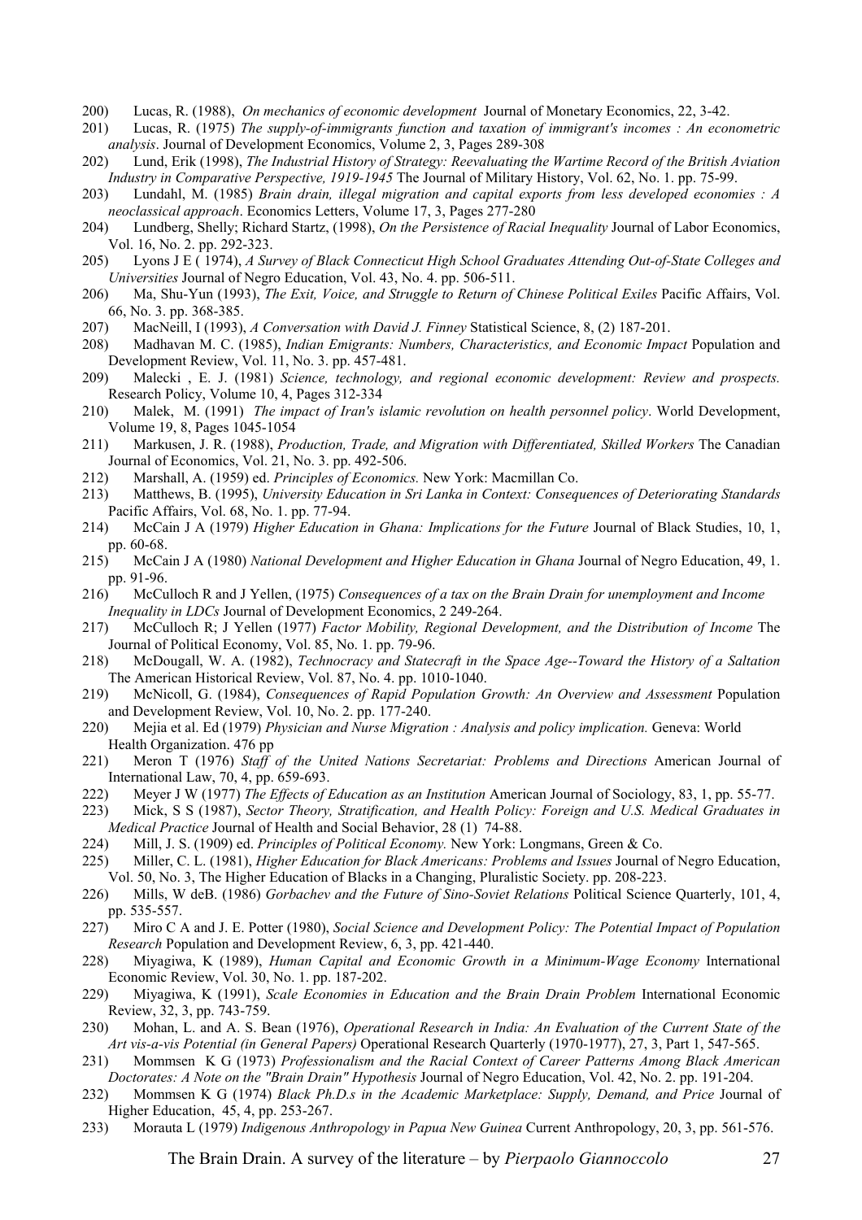200) Lucas, R. (1988), *On mechanics of economic development* Journal of Monetary Economics, 22, 3-42.

201) Lucas, R. (1975) *The supply-of-immigrants function and taxation of immigrant's incomes : An econometric analysis*. Journal of Development Economics, Volume 2, 3, Pages 289-308

202) Lund, Erik (1998), *The Industrial History of Strategy: Reevaluating the Wartime Record of the British Aviation Industry in Comparative Perspective, 1919-1945* The Journal of Military History, Vol. 62, No. 1. pp. 75-99.

203) Lundahl, M. (1985) *Brain drain, illegal migration and capital exports from less developed economies : A neoclassical approach*. Economics Letters, Volume 17, 3, Pages 277-280

204) Lundberg, Shelly; Richard Startz, (1998), *On the Persistence of Racial Inequality* Journal of Labor Economics, Vol. 16, No. 2. pp. 292-323.

205) Lyons J E ( 1974), *A Survey of Black Connecticut High School Graduates Attending Out-of-State Colleges and Universities* Journal of Negro Education, Vol. 43, No. 4. pp. 506-511.

206) Ma, Shu-Yun (1993), *The Exit, Voice, and Struggle to Return of Chinese Political Exiles* Pacific Affairs, Vol. 66, No. 3. pp. 368-385.

207) MacNeill, I (1993), *A Conversation with David J. Finney* Statistical Science, 8, (2) 187-201.

208) Madhavan M. C. (1985), *Indian Emigrants: Numbers, Characteristics, and Economic Impact* Population and Development Review, Vol. 11, No. 3. pp. 457-481.

209) Malecki , E. J. (1981) *Science, technology, and regional economic development: Review and prospects.* Research Policy, Volume 10, 4, Pages 312-334

210) Malek, M. (1991) *The impact of Iran's islamic revolution on health personnel policy*. World Development, Volume 19, 8, Pages 1045-1054

211) Markusen, J. R. (1988), *Production, Trade, and Migration with Differentiated, Skilled Workers* The Canadian Journal of Economics, Vol. 21, No. 3. pp. 492-506.

212) Marshall, A. (1959) ed. *Principles of Economics.* New York: Macmillan Co.

213) Matthews, B. (1995), *University Education in Sri Lanka in Context: Consequences of Deteriorating Standards* Pacific Affairs, Vol. 68, No. 1. pp. 77-94.

214) McCain J A (1979) *Higher Education in Ghana: Implications for the Future* Journal of Black Studies, 10, 1, pp. 60-68.

215) McCain J A (1980) *National Development and Higher Education in Ghana* Journal of Negro Education, 49, 1. pp. 91-96.

216) McCulloch R and J Yellen, (1975) *Consequences of a tax on the Brain Drain for unemployment and Income Inequality in LDCs* Journal of Development Economics, 2 249-264.

217) McCulloch R; J Yellen (1977) *Factor Mobility, Regional Development, and the Distribution of Income* The Journal of Political Economy, Vol. 85, No. 1. pp. 79-96.

218) McDougall, W. A. (1982), *Technocracy and Statecraft in the Space Age--Toward the History of a Saltation* The American Historical Review, Vol. 87, No. 4. pp. 1010-1040.

219) McNicoll, G. (1984), *Consequences of Rapid Population Growth: An Overview and Assessment* Population and Development Review, Vol. 10, No. 2. pp. 177-240.

220) Mejia et al. Ed (1979) *Physician and Nurse Migration : Analysis and policy implication.* Geneva: World Health Organization. 476 pp

221) Meron T (1976) *Staff of the United Nations Secretariat: Problems and Directions* American Journal of International Law, 70, 4, pp. 659-693.

222) Meyer J W (1977) *The Effects of Education as an Institution* American Journal of Sociology, 83, 1, pp. 55-77.

223) Mick, S S (1987), *Sector Theory, Stratification, and Health Policy: Foreign and U.S. Medical Graduates in Medical Practice* Journal of Health and Social Behavior, 28 (1) 74-88.

224) Mill, J. S. (1909) ed. *Principles of Political Economy.* New York: Longmans, Green & Co.

225) Miller, C. L. (1981), *Higher Education for Black Americans: Problems and Issues* Journal of Negro Education, Vol. 50, No. 3, The Higher Education of Blacks in a Changing, Pluralistic Society. pp. 208-223.

226) Mills, W deB. (1986) *Gorbachev and the Future of Sino-Soviet Relations* Political Science Quarterly, 101, 4, pp. 535-557.

227) Miro C A and J. E. Potter (1980), *Social Science and Development Policy: The Potential Impact of Population Research* Population and Development Review, 6, 3, pp. 421-440.

228) Miyagiwa, K (1989), *Human Capital and Economic Growth in a Minimum-Wage Economy* International Economic Review, Vol. 30, No. 1. pp. 187-202.

229) Miyagiwa, K (1991), *Scale Economies in Education and the Brain Drain Problem* International Economic Review, 32, 3, pp. 743-759.

230) Mohan, L. and A. S. Bean (1976), *Operational Research in India: An Evaluation of the Current State of the Art vis-a-vis Potential (in General Papers)* Operational Research Quarterly (1970-1977), 27, 3, Part 1, 547-565.

231) Mommsen K G (1973) *Professionalism and the Racial Context of Career Patterns Among Black American Doctorates: A Note on the "Brain Drain" Hypothesis* Journal of Negro Education, Vol. 42, No. 2. pp. 191-204.

232) Mommsen K G (1974) *Black Ph.D.s in the Academic Marketplace: Supply, Demand, and Price* Journal of Higher Education, 45, 4, pp. 253-267.

233) Morauta L (1979) *Indigenous Anthropology in Papua New Guinea* Current Anthropology, 20, 3, pp. 561-576.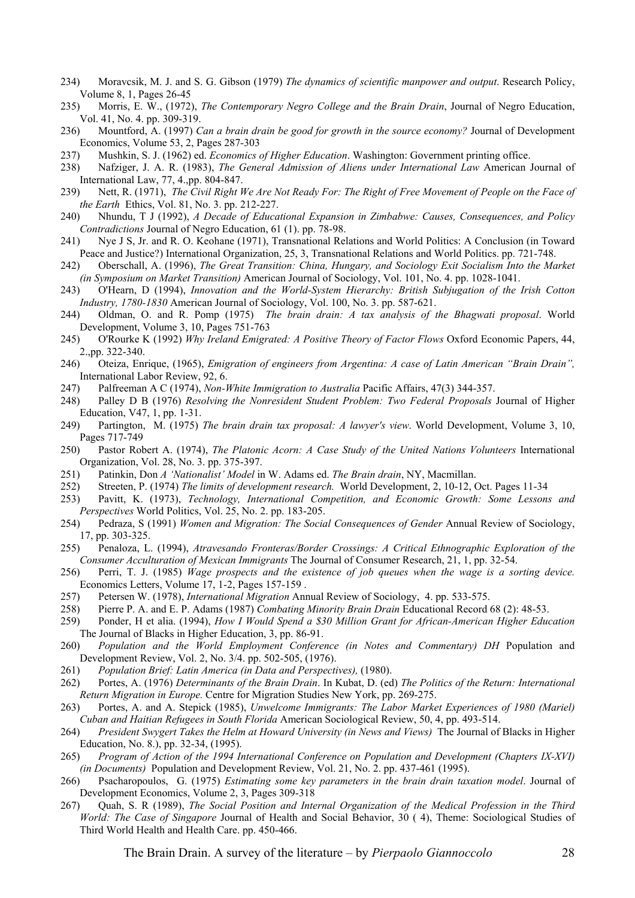234) Moravcsik, M. J. and S. G. Gibson (1979) *The dynamics of scientific manpower and output*. Research Policy, Volume 8, 1, Pages 26-45

235) Morris, E. W., (1972), *The Contemporary Negro College and the Brain Drain*, Journal of Negro Education, Vol. 41, No. 4. pp. 309-319.

236) Mountford, A. (1997) *Can a brain drain be good for growth in the source economy?* Journal of Development Economics, Volume 53, 2, Pages 287-303

237) Mushkin, S. J. (1962) ed. *Economics of Higher Education*. Washington: Government printing office.

238) Nafziger, J. A. R. (1983), *The General Admission of Aliens under International Law* American Journal of International Law, 77, 4.,pp. 804-847.

239) Nett, R. (1971), *The Civil Right We Are Not Ready For: The Right of Free Movement of People on the Face of the Earth* Ethics, Vol. 81, No. 3. pp. 212-227.

240) Nhundu, T J (1992), *A Decade of Educational Expansion in Zimbabwe: Causes, Consequences, and Policy Contradictions* Journal of Negro Education, 61 (1). pp. 78-98.

241) Nye J S, Jr. and R. O. Keohane (1971), Transnational Relations and World Politics: A Conclusion (in Toward Peace and Justice?) International Organization, 25, 3, Transnational Relations and World Politics. pp. 721-748.

242) Oberschall, A. (1996), *The Great Transition: China, Hungary, and Sociology Exit Socialism Into the Market (in Symposium on Market Transition)* American Journal of Sociology, Vol. 101, No. 4. pp. 1028-1041.

243) O'Hearn, D (1994), *Innovation and the World-System Hierarchy: British Subjugation of the Irish Cotton Industry, 1780-1830* American Journal of Sociology, Vol. 100, No. 3. pp. 587-621.

244) Oldman, O. and R. Pomp (1975) *The brain drain: A tax analysis of the Bhagwati proposal*. World Development, Volume 3, 10, Pages 751-763

245) O'Rourke K (1992) *Why Ireland Emigrated: A Positive Theory of Factor Flows* Oxford Economic Papers, 44, 2.,pp. 322-340.

246) Oteiza, Enrique, (1965), *Emigration of engineers from Argentina: A case of Latin American "Brain Drain",* International Labor Review, 92, 6.

247) Palfreeman A C (1974), *Non-White Immigration to Australia* Pacific Affairs, 47(3) 344-357.

248) Palley D B (1976) *Resolving the Nonresident Student Problem: Two Federal Proposals* Journal of Higher Education, V47, 1, pp. 1-31.

249) Partington, M. (1975) *The brain drain tax proposal: A lawyer's view*. World Development, Volume 3, 10, Pages 717-749

250) Pastor Robert A. (1974), *The Platonic Acorn: A Case Study of the United Nations Volunteers* International Organization, Vol. 28, No. 3. pp. 375-397.

251) Patinkin, Don *A 'Nationalist' Model* in W. Adams ed. *The Brain drain*, NY, Macmillan.

252) Streeten, P. (1974) *The limits of development research.* World Development, 2, 10-12, Oct. Pages 11-34

253) Pavitt, K. (1973), *Technology, International Competition, and Economic Growth: Some Lessons and Perspectives* World Politics, Vol. 25, No. 2. pp. 183-205.

254) Pedraza, S (1991) *Women and Migration: The Social Consequences of Gender* Annual Review of Sociology, 17, pp. 303-325.

255) Penaloza, L. (1994), *Atravesando Fronteras/Border Crossings: A Critical Ethnographic Exploration of the Consumer Acculturation of Mexican Immigrants* The Journal of Consumer Research, 21, 1, pp. 32-54.

256) Perri, T. J. (1985) *Wage prospects and the existence of job queues when the wage is a sorting device.* Economics Letters, Volume 17, 1-2, Pages 157-159 .

257) Petersen W. (1978), *International Migration* Annual Review of Sociology, 4. pp. 533-575.

258) Pierre P. A. and E. P. Adams (1987) *Combating Minority Brain Drain* Educational Record 68 (2): 48-53.

259) Ponder, H et alia. (1994), *How I Would Spend a $30 Million Grant for African-American Higher Education* The Journal of Blacks in Higher Education, 3, pp. 86-91.

260) *Population and the World Employment Conference (in Notes and Commentary) DH* Population and Development Review, Vol. 2, No. 3/4. pp. 502-505, (1976).

261) *Population Brief: Latin America (in Data and Perspectives),* (1980).

262) Portes, A. (1976) *Determinants of the Brain Drain*. In Kubat, D. (ed) *The Politics of the Return: International Return Migration in Europe.* Centre for Migration Studies New York, pp. 269-275.

263) Portes, A. and A. Stepick (1985), *Unwelcome Immigrants: The Labor Market Experiences of 1980 (Mariel) Cuban and Haitian Refugees in South Florida* American Sociological Review, 50, 4, pp. 493-514.

264) *President Swygert Takes the Helm at Howard University (in News and Views)* The Journal of Blacks in Higher Education, No. 8.), pp. 32-34, (1995).

265) *Program of Action of the 1994 International Conference on Population and Development (Chapters IX-XVI) (in Documents)* Population and Development Review, Vol. 21, No. 2. pp. 437-461 (1995).

266) Psacharopoulos, G. (1975) *Estimating some key parameters in the brain drain taxation model*. Journal of Development Economics, Volume 2, 3, Pages 309-318

267) Quah, S. R (1989), *The Social Position and Internal Organization of the Medical Profession in the Third World: The Case of Singapore* Journal of Health and Social Behavior, 30 ( 4), Theme: Sociological Studies of Third World Health and Health Care. pp. 450-466.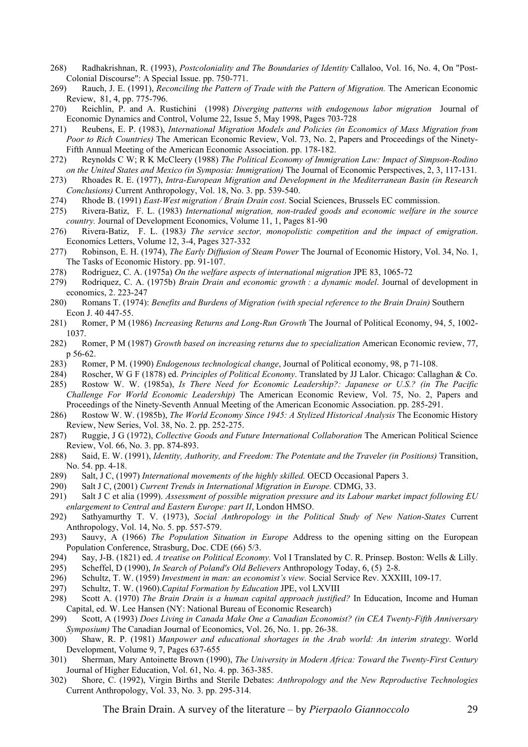268) Radhakrishnan, R. (1993), *Postcoloniality and The Boundaries of Identity* Callaloo, Vol. 16, No. 4, On "Post-Colonial Discourse": A Special Issue. pp. 750-771.

269) Rauch, J. E. (1991), *Reconciling the Pattern of Trade with the Pattern of Migration.* The American Economic Review, 81, 4, pp. 775-796.

270) Reichlin, P. and A. Rustichini (1998) *Diverging patterns with endogenous labor migration* Journal of Economic Dynamics and Control, Volume 22, Issue 5, May 1998, Pages 703-728

271) Reubens, E. P. (1983), *International Migration Models and Policies (in Economics of Mass Migration from Poor to Rich Countries)* The American Economic Review, Vol. 73, No. 2, Papers and Proceedings of the Ninety-Fifth Annual Meeting of the American Economic Association. pp. 178-182.

272) Reynolds C W; R K McCleery (1988) *The Political Economy of Immigration Law: Impact of Simpson-Rodino on the United States and Mexico (in Symposia: Immigration)* The Journal of Economic Perspectives, 2, 3, 117-131.

273) Rhoades R. E. (1977), *Intra-European Migration and Development in the Mediterranean Basin (in Research Conclusions)* Current Anthropology, Vol. 18, No. 3. pp. 539-540.

274) Rhode B. (1991) *East-West migration / Brain Drain cost*. Social Sciences, Brussels EC commission.

275) Rivera-Batiz, F. L. (1983) *International migration, non-traded goods and economic welfare in the source country.* Journal of Development Economics, Volume 11, 1, Pages 81-90

276) Rivera-Batiz, F. L. (1983*) The service sector, monopolistic competition and the impact of emigration*. Economics Letters, Volume 12, 3-4, Pages 327-332

277) Robinson, E. H. (1974), *The Early Diffusion of Steam Power* The Journal of Economic History, Vol. 34, No. 1, The Tasks of Economic History. pp. 91-107.

278) Rodriguez, C. A. (1975a) *On the welfare aspects of international migration* JPE 83, 1065-72

279) Rodriquez, C. A. (1975b) *Brain Drain and economic growth : a dynamic model*. Journal of development in economics, 2. 223-247

280) Romans T. (1974): *Benefits and Burdens of Migration (with special reference to the Brain Drain)* Southern Econ J. 40 447-55.

281) Romer, P M (1986) *Increasing Returns and Long-Run Growth* The Journal of Political Economy, 94, 5, 1002-1037.

282) Romer, P M (1987) *Growth based on increasing returns due to specialization* American Economic review, 77, p 56-62.

283) Romer, P M. (1990) *Endogenous technological change*, Journal of Political economy, 98, p 71-108.

284) Roscher, W G F (1878) ed. *Principles of Political Economy*. Translated by JJ Lalor. Chicago: Callaghan & Co.

285) Rostow W. W. (1985a), *Is There Need for Economic Leadership?: Japanese or U.S.? (in The Pacific Challenge For World Economic Leadership)* The American Economic Review, Vol. 75, No. 2, Papers and Proceedings of the Ninety-Seventh Annual Meeting of the American Economic Association. pp. 285-291.

286) Rostow W. W. (1985b), *The World Economy Since 1945: A Stylized Historical Analysis* The Economic History Review, New Series, Vol. 38, No. 2. pp. 252-275.

287) Ruggie, J G (1972), *Collective Goods and Future International Collaboration* The American Political Science Review, Vol. 66, No. 3. pp. 874-893.

288) Said, E. W. (1991), *Identity, Authority, and Freedom: The Potentate and the Traveler (in Positions)* Transition, No. 54. pp. 4-18.

289) Salt, J C, (1997) *International movements of the highly skilled.* OECD Occasional Papers 3.

290) Salt J C, (2001) *Current Trends in International Migration in Europe.* CDMG, 33.

291) Salt J C et alia (1999). *Assessment of possible migration pressure and its Labour market impact following EU enlargement to Central and Eastern Europe: part II*, London HMSO.

292) Sathyamurthy T. V. (1973), *Social Anthropology in the Political Study of New Nation-States* Current Anthropology, Vol. 14, No. 5. pp. 557-579.

293) Sauvy, A (1966) *The Population Situation in Europe* Address to the opening sitting on the European Population Conference, Strasburg, Doc. CDE (66) 5/3.

294) Say, J-B. (1821) ed. *A treatise on Political Economy.* Vol I Translated by C. R. Prinsep. Boston: Wells & Lilly.

295) Scheffel, D (1990), *In Search of Poland's Old Believers* Anthropology Today, 6, (5) 2-8.

296) Schultz, T. W. (1959) *Investment in man: an economist's view.* Social Service Rev. XXXIII, 109-17.

297) Schultz, T. W. (1960).*Capital Formation by Education* JPE, vol LXVIII

298) Scott A. (1970) *The Brain Drain is a human capital approach justified?* In Education, Income and Human Capital, ed. W. Lee Hansen (NY: National Bureau of Economic Research)

299) Scott, A (1993) *Does Living in Canada Make One a Canadian Economist? (in CEA Twenty-Fifth Anniversary Symposium)* The Canadian Journal of Economics, Vol. 26, No. 1. pp. 26-38.

300) Shaw, R. P. (1981) *Manpower and educational shortages in the Arab world: An interim strategy*. World Development, Volume 9, 7, Pages 637-655

301) Sherman, Mary Antoinette Brown (1990), *The University in Modern Africa: Toward the Twenty-First Century* Journal of Higher Education, Vol. 61, No. 4. pp. 363-385.

302) Shore, C. (1992), Virgin Births and Sterile Debates: *Anthropology and the New Reproductive Technologies* Current Anthropology, Vol. 33, No. 3. pp. 295-314.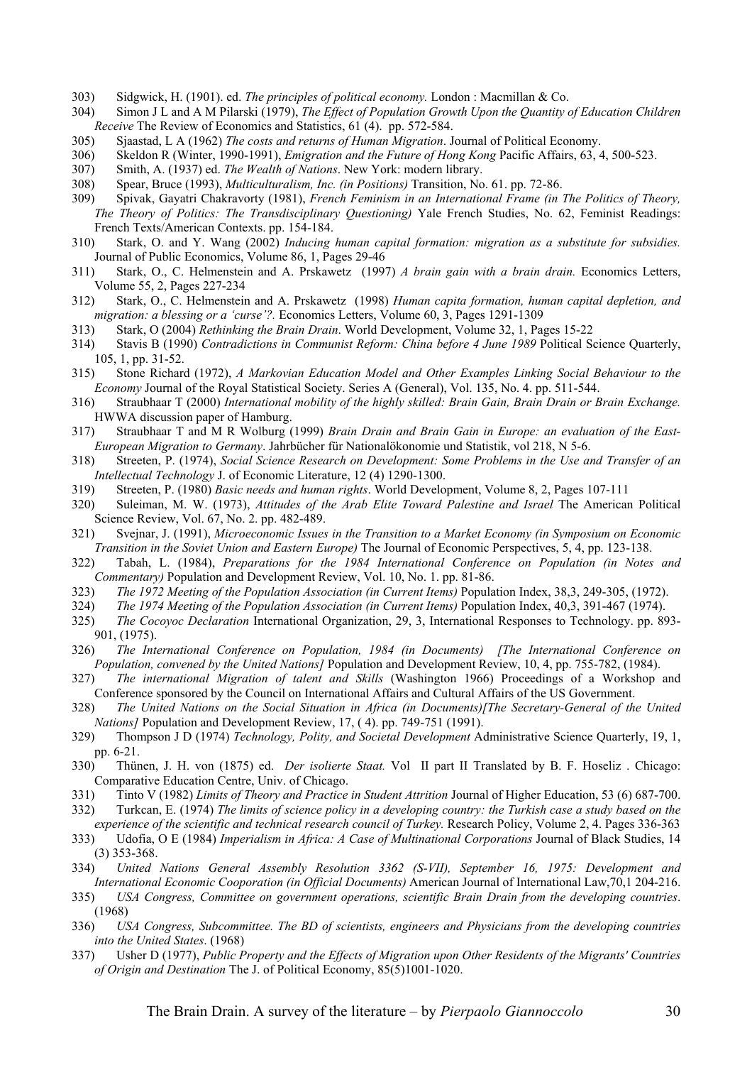303) Sidgwick, H. (1901). ed. *The principles of political economy.* London : Macmillan & Co.

304) Simon J L and A M Pilarski (1979), *The Effect of Population Growth Upon the Quantity of Education Children Receive* The Review of Economics and Statistics, 61 (4). pp. 572-584.

305) Sjaastad, L A (1962) *The costs and returns of Human Migration*. Journal of Political Economy.

306) Skeldon R (Winter, 1990-1991), *Emigration and the Future of Hong Kong* Pacific Affairs, 63, 4, 500-523.

307) Smith, A. (1937) ed. *The Wealth of Nations*. New York: modern library.

308) Spear, Bruce (1993), *Multiculturalism, Inc. (in Positions)* Transition, No. 61. pp. 72-86.

309) Spivak, Gayatri Chakravorty (1981), *French Feminism in an International Frame (in The Politics of Theory, The Theory of Politics: The Transdisciplinary Questioning)* Yale French Studies, No. 62, Feminist Readings: French Texts/American Contexts. pp. 154-184.

310) Stark, O. and Y. Wang (2002) *Inducing human capital formation: migration as a substitute for subsidies.* Journal of Public Economics, Volume 86, 1, Pages 29-46

311) Stark, O., C. Helmenstein and A. Prskawetz (1997) *A brain gain with a brain drain.* Economics Letters, Volume 55, 2, Pages 227-234

312) Stark, O., C. Helmenstein and A. Prskawetz (1998) *Human capita formation, human capital depletion, and migration: a blessing or a 'curse'?.* Economics Letters, Volume 60, 3, Pages 1291-1309

313) Stark, O (2004) *Rethinking the Brain Drain*. World Development, Volume 32, 1, Pages 15-22

314) Stavis B (1990) *Contradictions in Communist Reform: China before 4 June 1989* Political Science Quarterly, 105, 1, pp. 31-52.

315) Stone Richard (1972), *A Markovian Education Model and Other Examples Linking Social Behaviour to the Economy* Journal of the Royal Statistical Society. Series A (General), Vol. 135, No. 4. pp. 511-544.

316) Straubhaar T (2000) *International mobility of the highly skilled: Brain Gain, Brain Drain or Brain Exchange.* HWWA discussion paper of Hamburg.

317) Straubhaar T and M R Wolburg (1999) *Brain Drain and Brain Gain in Europe: an evaluation of the East-European Migration to Germany*. Jahrbücher für Nationalökonomie und Statistik, vol 218, N 5-6.

318) Streeten, P. (1974), *Social Science Research on Development: Some Problems in the Use and Transfer of an Intellectual Technology* J. of Economic Literature, 12 (4) 1290-1300.

319) Streeten, P. (1980) *Basic needs and human rights*. World Development, Volume 8, 2, Pages 107-111

320) Suleiman, M. W. (1973), *Attitudes of the Arab Elite Toward Palestine and Israel* The American Political Science Review, Vol. 67, No. 2. pp. 482-489.

321) Svejnar, J. (1991), *Microeconomic Issues in the Transition to a Market Economy (in Symposium on Economic Transition in the Soviet Union and Eastern Europe)* The Journal of Economic Perspectives, 5, 4, pp. 123-138.

322) Tabah, L. (1984), *Preparations for the 1984 International Conference on Population (in Notes and Commentary)* Population and Development Review, Vol. 10, No. 1. pp. 81-86.

323) *The 1972 Meeting of the Population Association (in Current Items)* Population Index, 38,3, 249-305, (1972).

324) *The 1974 Meeting of the Population Association (in Current Items)* Population Index, 40,3, 391-467 (1974).

325) *The Cocoyoc Declaration* International Organization, 29, 3, International Responses to Technology. pp. 893-901, (1975).

326) *The International Conference on Population, 1984 (in Documents) [The International Conference on Population, convened by the United Nations]* Population and Development Review, 10, 4, pp. 755-782, (1984).

327) *The international Migration of talent and Skills* (Washington 1966) Proceedings of a Workshop and Conference sponsored by the Council on International Affairs and Cultural Affairs of the US Government.

328) *The United Nations on the Social Situation in Africa (in Documents)[The Secretary-General of the United Nations]* Population and Development Review, 17, ( 4). pp. 749-751 (1991).

329) Thompson J D (1974) *Technology, Polity, and Societal Development* Administrative Science Quarterly, 19, 1, pp. 6-21.

330) Thünen, J. H. von (1875) ed. *Der isolierte Staat.* Vol II part II Translated by B. F. Hoseliz . Chicago: Comparative Education Centre, Univ. of Chicago.

331) Tinto V (1982) *Limits of Theory and Practice in Student Attrition* Journal of Higher Education, 53 (6) 687-700.

332) Turkcan, E. (1974) *The limits of science policy in a developing country: the Turkish case a study based on the experience of the scientific and technical research council of Turkey.* Research Policy, Volume 2, 4. Pages 336-363

333) Udofia, O E (1984) *Imperialism in Africa: A Case of Multinational Corporations* Journal of Black Studies, 14 (3) 353-368.

334) *United Nations General Assembly Resolution 3362 (S-VII), September 16, 1975: Development and International Economic Cooporation (in Official Documents)* American Journal of International Law,70,1 204-216.

335) *USA Congress, Committee on government operations, scientific Brain Drain from the developing countries*. (1968)

336) *USA Congress, Subcommittee. The BD of scientists, engineers and Physicians from the developing countries into the United States*. (1968)

337) Usher D (1977), *Public Property and the Effects of Migration upon Other Residents of the Migrants' Countries of Origin and Destination* The J. of Political Economy, 85(5)1001-1020.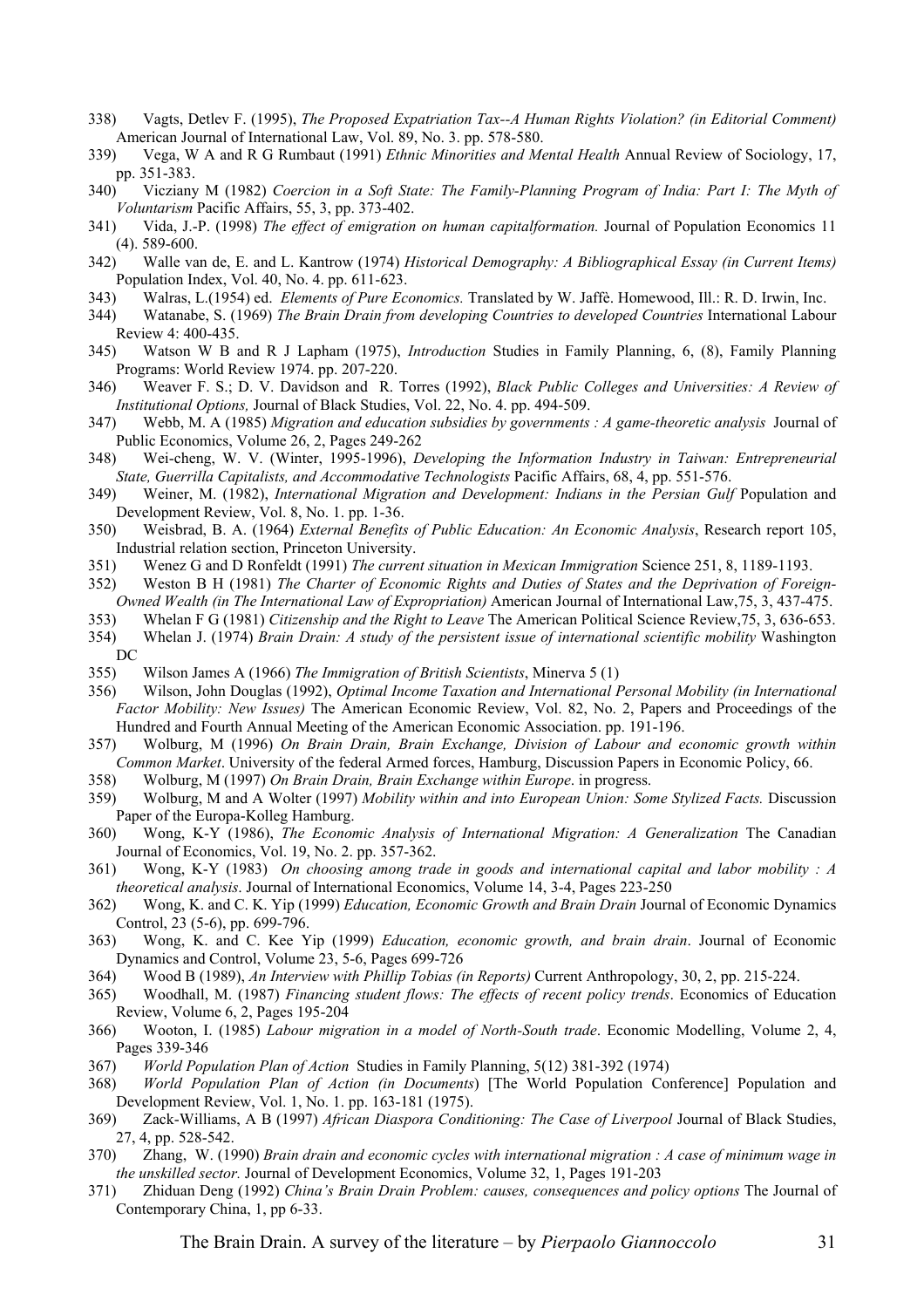338) Vagts, Detlev F. (1995), *The Proposed Expatriation Tax--A Human Rights Violation? (in Editorial Comment)* American Journal of International Law, Vol. 89, No. 3. pp. 578-580.

339) Vega, W A and R G Rumbaut (1991) *Ethnic Minorities and Mental Health* Annual Review of Sociology, 17, pp. 351-383.

340) Vicziany M (1982) *Coercion in a Soft State: The Family-Planning Program of India: Part I: The Myth of Voluntarism* Pacific Affairs, 55, 3, pp. 373-402.

341) Vida, J.-P. (1998) *The effect of emigration on human capitalformation.* Journal of Population Economics 11 (4). 589-600.

342) Walle van de, E. and L. Kantrow (1974) *Historical Demography: A Bibliographical Essay (in Current Items)* Population Index, Vol. 40, No. 4. pp. 611-623.

343) Walras, L.(1954) ed. *Elements of Pure Economics.* Translated by W. Jaffè. Homewood, Ill.: R. D. Irwin, Inc.

344) Watanabe, S. (1969) *The Brain Drain from developing Countries to developed Countries* International Labour Review 4: 400-435.

345) Watson W B and R J Lapham (1975), *Introduction* Studies in Family Planning, 6, (8), Family Planning Programs: World Review 1974. pp. 207-220.

346) Weaver F. S.; D. V. Davidson and R. Torres (1992), *Black Public Colleges and Universities: A Review of Institutional Options,* Journal of Black Studies, Vol. 22, No. 4. pp. 494-509.

347) Webb, M. A (1985) *Migration and education subsidies by governments : A game-theoretic analysis* Journal of Public Economics, Volume 26, 2, Pages 249-262

348) Wei-cheng, W. V. (Winter, 1995-1996), *Developing the Information Industry in Taiwan: Entrepreneurial State, Guerrilla Capitalists, and Accommodative Technologists* Pacific Affairs, 68, 4, pp. 551-576.

349) Weiner, M. (1982), *International Migration and Development: Indians in the Persian Gulf* Population and Development Review, Vol. 8, No. 1. pp. 1-36.

350) Weisbrad, B. A. (1964) *External Benefits of Public Education: An Economic Analysis*, Research report 105, Industrial relation section, Princeton University.

351) Wenez G and D Ronfeldt (1991) *The current situation in Mexican Immigration* Science 251, 8, 1189-1193.

352) Weston B H (1981) *The Charter of Economic Rights and Duties of States and the Deprivation of Foreign-Owned Wealth (in The International Law of Expropriation)* American Journal of International Law,75, 3, 437-475.

353) Whelan F G (1981) *Citizenship and the Right to Leave* The American Political Science Review,75, 3, 636-653.

354) Whelan J. (1974) *Brain Drain: A study of the persistent issue of international scientific mobility* Washington DC

355) Wilson James A (1966) *The Immigration of British Scientists*, Minerva 5 (1)

356) Wilson, John Douglas (1992), *Optimal Income Taxation and International Personal Mobility (in International Factor Mobility: New Issues)* The American Economic Review, Vol. 82, No. 2, Papers and Proceedings of the Hundred and Fourth Annual Meeting of the American Economic Association. pp. 191-196.

357) Wolburg, M (1996) *On Brain Drain, Brain Exchange, Division of Labour and economic growth within Common Market*. University of the federal Armed forces, Hamburg, Discussion Papers in Economic Policy, 66.

358) Wolburg, M (1997) *On Brain Drain, Brain Exchange within Europe*. in progress.

359) Wolburg, M and A Wolter (1997) *Mobility within and into European Union: Some Stylized Facts.* Discussion Paper of the Europa-Kolleg Hamburg.

360) Wong, K-Y (1986), *The Economic Analysis of International Migration: A Generalization* The Canadian Journal of Economics, Vol. 19, No. 2. pp. 357-362.

361) Wong, K-Y (1983) *On choosing among trade in goods and international capital and labor mobility : A theoretical analysis*. Journal of International Economics, Volume 14, 3-4, Pages 223-250

362) Wong, K. and C. K. Yip (1999) *Education, Economic Growth and Brain Drain* Journal of Economic Dynamics Control, 23 (5-6), pp. 699-796.

363) Wong, K. and C. Kee Yip (1999) *Education, economic growth, and brain drain*. Journal of Economic Dynamics and Control, Volume 23, 5-6, Pages 699-726

364) Wood B (1989), *An Interview with Phillip Tobias (in Reports)* Current Anthropology, 30, 2, pp. 215-224.

365) Woodhall, M. (1987) *Financing student flows: The effects of recent policy trends*. Economics of Education Review, Volume 6, 2, Pages 195-204

366) Wooton, I. (1985) *Labour migration in a model of North-South trade*. Economic Modelling, Volume 2, 4, Pages 339-346

367) *World Population Plan of Action* Studies in Family Planning, 5(12) 381-392 (1974)

368) *World Population Plan of Action (in Documents*) [The World Population Conference] Population and Development Review, Vol. 1, No. 1. pp. 163-181 (1975).

369) Zack-Williams, A B (1997) *African Diaspora Conditioning: The Case of Liverpool* Journal of Black Studies, 27, 4, pp. 528-542.

370) Zhang, W. (1990) *Brain drain and economic cycles with international migration : A case of minimum wage in the unskilled sector.* Journal of Development Economics, Volume 32, 1, Pages 191-203

371) Zhiduan Deng (1992) *China's Brain Drain Problem: causes, consequences and policy options* The Journal of Contemporary China, 1, pp 6-33.